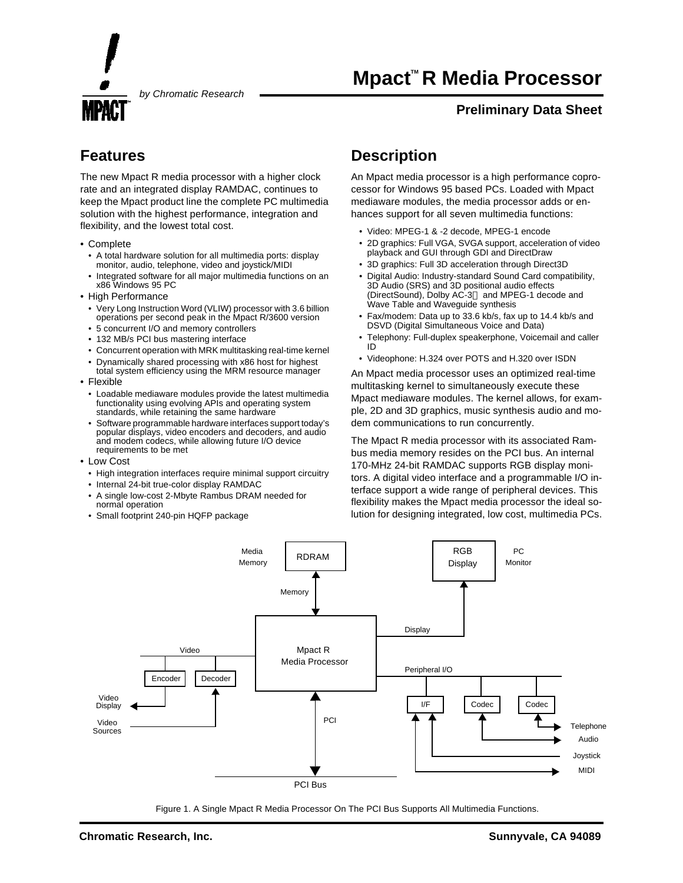# Mpact™ R Media Processor

*by Chromatic Research*

**Preliminary Data Sheet**

## Features

The new Mpact R media processor with a higher clock rate and an integrated display RAMDAC, continues to keep the Mpact product line the complete PC multimedia solution with the highest performance, integration and flexibility, and the lowest total cost.

- Complete
  - A total hardware solution for all multimedia ports: display monitor, audio, telephone, video and joystick/MIDI
  - Integrated software for all major multimedia functions on an x86 Windows 95 PC
- High Performance
  - Very Long Instruction Word (VLIW) processor with 3.6 billion operations per second peak in the Mpact R/3600 version
  - 5 concurrent I/O and memory controllers
  - 132 MB/s PCI bus mastering interface
  - Concurrent operation with MRK multitasking real-time kernel
  - Dynamically shared processing with x86 host for highest total system efficiency using the MRM resource manager
- Flexible
  - Loadable mediaware modules provide the latest multimedia functionality using evolving APIs and operating system standards, while retaining the same hardware
  - Software programmable hardware interfaces support today's popular displays, video encoders and decoders, and audio and modem codecs, while allowing future I/O device requirements to be met
- Low Cost
  - High integration interfaces require minimal support circuitry
  - Internal 24-bit true-color display RAMDAC
  - A single low-cost 2-Mbyte Rambus DRAM needed for normal operation
  - Small footprint 240-pin HQFP package

## Description

An Mpact media processor is a high performance coprocessor for Windows 95 based PCs. Loaded with Mpact mediaware modules, the media processor adds or enhances support for all seven multimedia functions:

- Video: MPEG-1 & -2 decode, MPEG-1 encode
- 2D graphics: Full VGA, SVGA support, acceleration of video playback and GUI through GDI and DirectDraw
- 3D graphics: Full 3D acceleration through Direct3D
- Digital Audio: Industry-standard Sound Card compatibility, 3D Audio (SRS) and 3D positional audio effects (DirectSound), Dolby AC-3 and MPEG-1 decode and Wave Table and Waveguide synthesis
- Fax/modem: Data up to 33.6 kb/s, fax up to 14.4 kb/s and DSVD (Digital Simultaneous Voice and Data)
- Telephony: Full-duplex speakerphone, Voicemail and caller ID
- Videophone: H.324 over POTS and H.320 over ISDN

An Mpact media processor uses an optimized real-time multitasking kernel to simultaneously execute these Mpact mediaware modules. The kernel allows, for example, 2D and 3D graphics, music synthesis audio and modem communications to run concurrently.

The Mpact R media processor with its associated Rambus media memory resides on the PCI bus. An internal 170-MHz 24-bit RAMDAC supports RGB display monitors. A digital video interface and a programmable I/O interface support a wide range of peripheral devices. This flexibility makes the Mpact media processor the ideal solution for designing integrated, low cost, multimedia PCs.

Media Memory
RDRAM
Memory
RGB Display
PC Monitor
Display
Mpact R Media Processor
Video
Encoder
Decoder
Video Display
Video Sources
Peripheral I/O
I/F
Codec
Codec
Telephone
Audio
Joystick
MIDI
PCI
PCI Bus

Figure 1. A Single Mpact R Media Processor On The PCI Bus Supports All Multimedia Functions.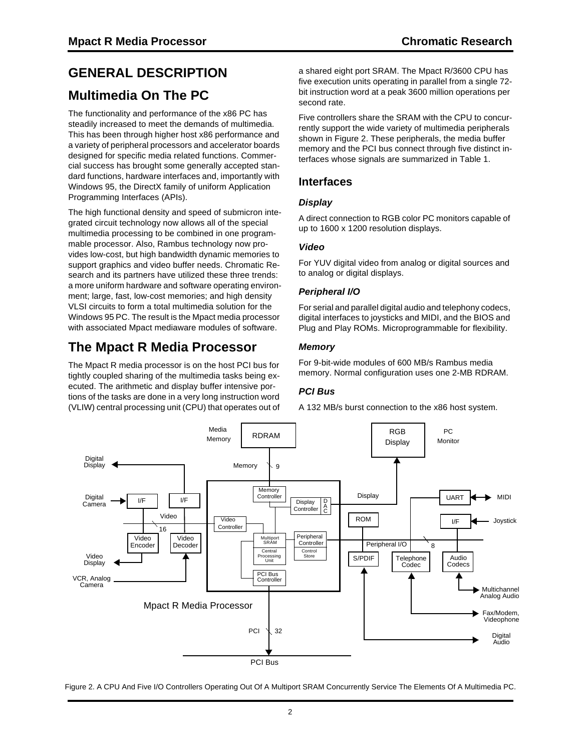# GENERAL DESCRIPTION

## Multimedia On The PC

The functionality and performance of the x86 PC has steadily increased to meet the demands of multimedia. This has been through higher host x86 performance and a variety of peripheral processors and accelerator boards designed for specific media related functions. Commercial success has brought some generally accepted standard functions, hardware interfaces and, importantly with Windows 95, the DirectX family of uniform Application Programming Interfaces (APIs).

The high functional density and speed of submicron integrated circuit technology now allows all of the special multimedia processing to be combined in one programmable processor. Also, Rambus technology now provides low-cost, but high bandwidth dynamic memories to support graphics and video buffer needs. Chromatic Research and its partners have utilized these three trends: a more uniform hardware and software operating environment; large, fast, low-cost memories; and high density VLSI circuits to form a total multimedia solution for the Windows 95 PC. The result is the Mpact media processor with associated Mpact mediaware modules of software.

## The Mpact R Media Processor

The Mpact R media processor is on the host PCI bus for tightly coupled sharing of the multimedia tasks being executed. The arithmetic and display buffer intensive portions of the tasks are done in a very long instruction word (VLIW) central processing unit (CPU) that operates out of a shared eight port SRAM. The Mpact R/3600 CPU has five execution units operating in parallel from a single 72-bit instruction word at a peak 3600 million operations per second rate.

Five controllers share the SRAM with the CPU to concurrently support the wide variety of multimedia peripherals shown in Figure 2. These peripherals, the media buffer memory and the PCI bus connect through five distinct interfaces whose signals are summarized in Table 1.

## Interfaces

### *Display*

A direct connection to RGB color PC monitors capable of up to 1600 x 1200 resolution displays.

### *Video*

For YUV digital video from analog or digital sources and to analog or digital displays.

### *Peripheral I/O*

For serial and parallel digital audio and telephony codecs, digital interfaces to joysticks and MIDI, and the BIOS and Plug and Play ROMs. Microprogrammable for flexibility.

### *Memory*

For 9-bit-wide modules of 600 MB/s Rambus media memory. Normal configuration uses one 2-MB RDRAM.

### *PCI Bus*

A 132 MB/s burst connection to the x86 host system.

Media Memory
RDRAM
Memory 9
RGB Display
PC Monitor
Digital Display
Digital Camera
I/F
I/F
Video
16
Video Encoder
Video Decoder
Video Display
VCR, Analog Camera
Memory Controller
Display Controller
DAC
Video Controller
Multiport SRAM
Central Processing Unit
Peripheral Controller
Control Store
PCI Bus Controller
Display
ROM
UART
MIDI
I/F
Joystick
Peripheral I/O 8
S/PDIF
Telephone Codec
Audio Codecs
Multichannel Analog Audio
Fax/Modem, Videophone
Digital Audio
Mpact R Media Processor
PCI 32
PCI Bus

Figure 2. A CPU And Five I/O Controllers Operating Out Of A Multiport SRAM Concurrently Service The Elements Of A Multimedia PC.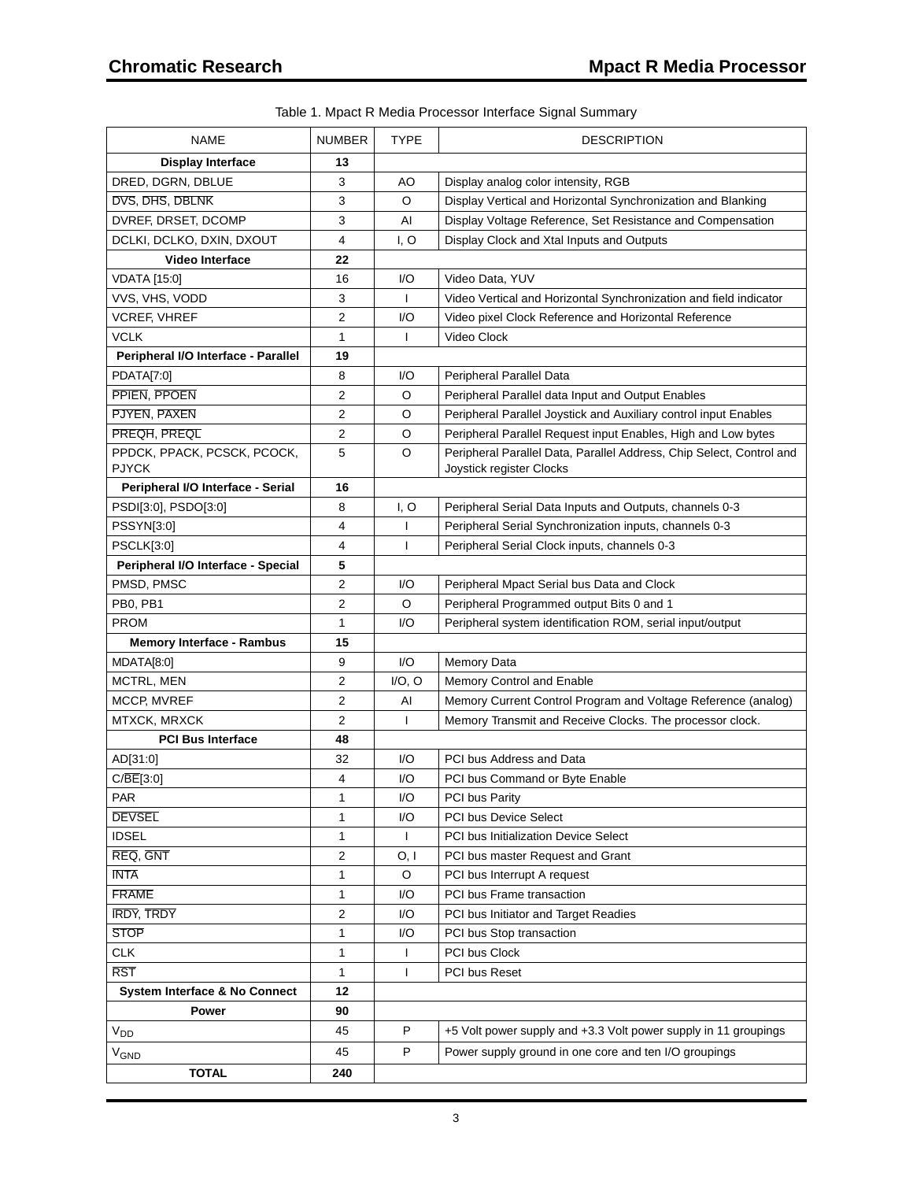Table 1. Mpact R Media Processor Interface Signal Summary

| NAME | NUMBER | TYPE | DESCRIPTION |
|---|---|---|---|
| **Display Interface** | **13** | | |
| DRED, DGRN, DBLUE | 3 | AO | Display analog color intensity, RGB |
| $\overline{DVS}$, $\overline{DHS}$, $\overline{DBLNK}$ | 3 | O | Display Vertical and Horizontal Synchronization and Blanking |
| DVREF, DRSET, DCOMP | 3 | AI | Display Voltage Reference, Set Resistance and Compensation |
| DCLKI, DCLKO, DXIN, DXOUT | 4 | I, O | Display Clock and Xtal Inputs and Outputs |
| **Video Interface** | **22** | | |
| VDATA [15:0] | 16 | I/O | Video Data, YUV |
| VVS, VHS, VODD | 3 | I | Video Vertical and Horizontal Synchronization and field indicator |
| VCREF, VHREF | 2 | I/O | Video pixel Clock Reference and Horizontal Reference |
| VCLK | 1 | I | Video Clock |
| **Peripheral I/O Interface - Parallel** | **19** | | |
| PDATA[7:0] | 8 | I/O | Peripheral Parallel Data |
| $\overline{PPIEN}$, $\overline{PPOEN}$ | 2 | O | Peripheral Parallel data Input and Output Enables |
| $\overline{PJYEN}$, $\overline{PAXEN}$ | 2 | O | Peripheral Parallel Joystick and Auxiliary control input Enables |
| $\overline{PREQH}$, $\overline{PREQL}$ | 2 | O | Peripheral Parallel Request input Enables, High and Low bytes |
| PPDCK, PPACK, PCSCK, PCOCK, PJYCK | 5 | O | Peripheral Parallel Data, Parallel Address, Chip Select, Control and Joystick register Clocks |
| **Peripheral I/O Interface - Serial** | **16** | | |
| PSDI[3:0], PSDO[3:0] | 8 | I, O | Peripheral Serial Data Inputs and Outputs, channels 0-3 |
| PSSYN[3:0] | 4 | I | Peripheral Serial Synchronization inputs, channels 0-3 |
| PSCLK[3:0] | 4 | I | Peripheral Serial Clock inputs, channels 0-3 |
| **Peripheral I/O Interface - Special** | **5** | | |
| PMSD, PMSC | 2 | I/O | Peripheral Mpact Serial bus Data and Clock |
| PB0, PB1 | 2 | O | Peripheral Programmed output Bits 0 and 1 |
| PROM | 1 | I/O | Peripheral system identification ROM, serial input/output |
| **Memory Interface - Rambus** | **15** | | |
| MDATA[8:0] | 9 | I/O | Memory Data |
| MCTRL, MEN | 2 | I/O, O | Memory Control and Enable |
| MCCP, MVREF | 2 | AI | Memory Current Control Program and Voltage Reference (analog) |
| MTXCK, MRXCK | 2 | I | Memory Transmit and Receive Clocks. The processor clock. |
| **PCI Bus Interface** | **48** | | |
| AD[31:0] | 32 | I/O | PCI bus Address and Data |
| C/$\overline{BE}$[3:0] | 4 | I/O | PCI bus Command or Byte Enable |
| PAR | 1 | I/O | PCI bus Parity |
| $\overline{DEVSEL}$ | 1 | I/O | PCI bus Device Select |
| IDSEL | 1 | I | PCI bus Initialization Device Select |
| $\overline{REQ}$, $\overline{GNT}$ | 2 | O, I | PCI bus master Request and Grant |
| $\overline{INTA}$ | 1 | O | PCI bus Interrupt A request |
| $\overline{FRAME}$ | 1 | I/O | PCI bus Frame transaction |
| $\overline{IRDY}$, $\overline{TRDY}$ | 2 | I/O | PCI bus Initiator and Target Readies |
| $\overline{STOP}$ | 1 | I/O | PCI bus Stop transaction |
| CLK | 1 | I | PCI bus Clock |
| $\overline{RST}$ | 1 | I | PCI bus Reset |
| **System Interface & No Connect** | **12** | | |
| **Power** | **90** | | |
| $V_{DD}$ | 45 | P | +5 Volt power supply and +3.3 Volt power supply in 11 groupings |
| $V_{GND}$ | 45 | P | Power supply ground in one core and ten I/O groupings |
| **TOTAL** | **240** | | |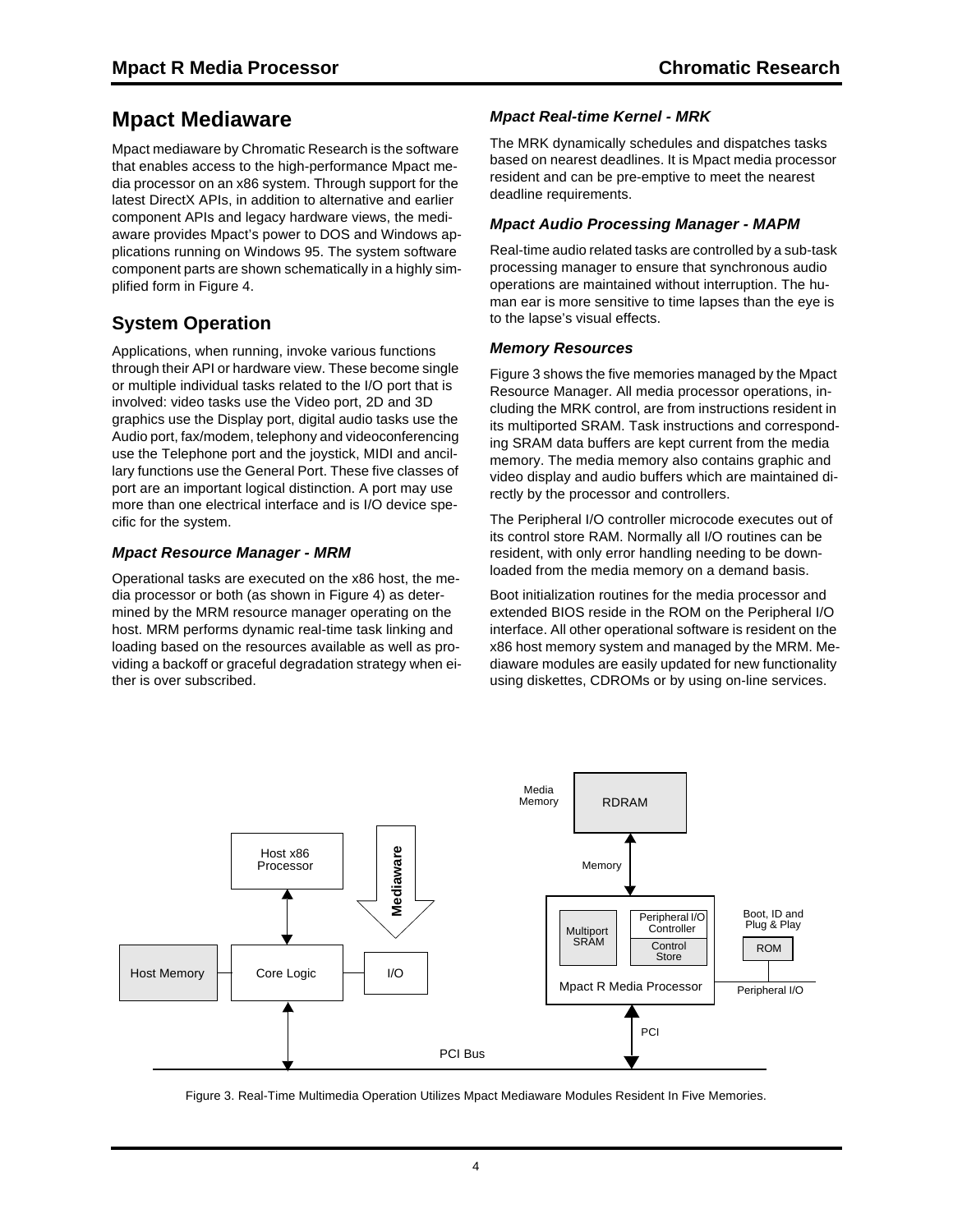## Mpact Mediaware

Mpact mediaware by Chromatic Research is the software that enables access to the high-performance Mpact media processor on an x86 system. Through support for the latest DirectX APIs, in addition to alternative and earlier component APIs and legacy hardware views, the mediaware provides Mpact's power to DOS and Windows applications running on Windows 95. The system software component parts are shown schematically in a highly simplified form in Figure 4.

## System Operation

Applications, when running, invoke various functions through their API or hardware view. These become single or multiple individual tasks related to the I/O port that is involved: video tasks use the Video port, 2D and 3D graphics use the Display port, digital audio tasks use the Audio port, fax/modem, telephony and videoconferencing use the Telephone port and the joystick, MIDI and ancillary functions use the General Port. These five classes of port are an important logical distinction. A port may use more than one electrical interface and is I/O device specific for the system.

### *Mpact Resource Manager - MRM*

Operational tasks are executed on the x86 host, the media processor or both (as shown in Figure 4) as determined by the MRM resource manager operating on the host. MRM performs dynamic real-time task linking and loading based on the resources available as well as providing a backoff or graceful degradation strategy when either is over subscribed.

### *Mpact Real-time Kernel - MRK*

The MRK dynamically schedules and dispatches tasks based on nearest deadlines. It is Mpact media processor resident and can be pre-emptive to meet the nearest deadline requirements.

### *Mpact Audio Processing Manager - MAPM*

Real-time audio related tasks are controlled by a sub-task processing manager to ensure that synchronous audio operations are maintained without interruption. The human ear is more sensitive to time lapses than the eye is to the lapse's visual effects.

### *Memory Resources*

Figure 3 shows the five memories managed by the Mpact Resource Manager. All media processor operations, including the MRK control, are from instructions resident in its multiported SRAM. Task instructions and corresponding SRAM data buffers are kept current from the media memory. The media memory also contains graphic and video display and audio buffers which are maintained directly by the processor and controllers.

The Peripheral I/O controller microcode executes out of its control store RAM. Normally all I/O routines can be resident, with only error handling needing to be downloaded from the media memory on a demand basis.

Boot initialization routines for the media processor and extended BIOS reside in the ROM on the Peripheral I/O interface. All other operational software is resident on the x86 host memory system and managed by the MRM. Mediaware modules are easily updated for new functionality using diskettes, CDROMs or by using on-line services.

Media Memory
RDRAM
Memory
Host x86 Processor
Mediaware
Multiport SRAM
Peripheral I/O Controller
Control Store
Boot, ID and Plug & Play
ROM
Host Memory
Core Logic
I/O
Mpact R Media Processor
Peripheral I/O
PCI
PCI Bus

Figure 3. Real-Time Multimedia Operation Utilizes Mpact Mediaware Modules Resident In Five Memories.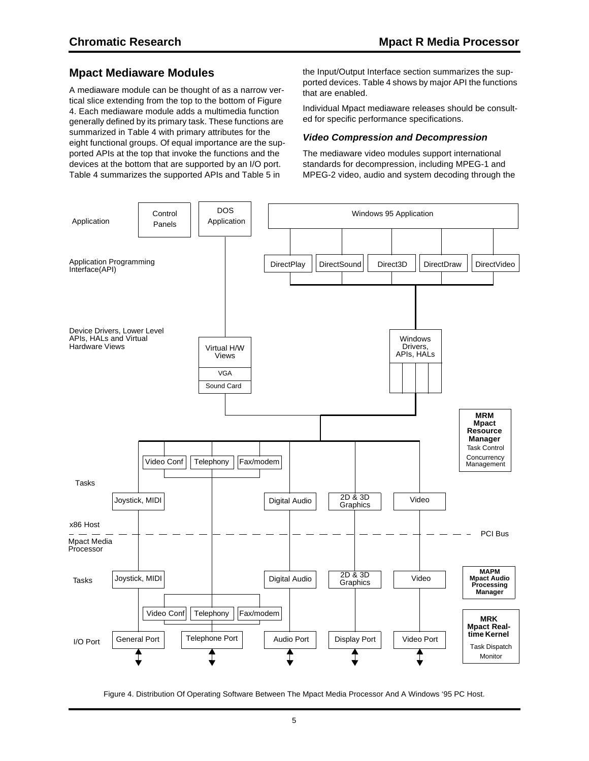## Mpact Mediaware Modules

A mediaware module can be thought of as a narrow vertical slice extending from the top to the bottom of Figure 4. Each mediaware module adds a multimedia function generally defined by its primary task. These functions are summarized in Table 4 with primary attributes for the eight functional groups. Of equal importance are the supported APIs at the top that invoke the functions and the devices at the bottom that are supported by an I/O port. Table 4 summarizes the supported APIs and Table 5 in the Input/Output Interface section summarizes the supported devices. Table 4 shows by major API the functions that are enabled.

Individual Mpact mediaware releases should be consulted for specific performance specifications.

### *Video Compression and Decompression*

The mediaware video modules support international standards for decompression, including MPEG-1 and MPEG-2 video, audio and system decoding through the

Application
Control Panels
DOS Application
Windows 95 Application
Application Programming Interface(API)
DirectPlay
DirectSound
Direct3D
DirectDraw
DirectVideo
Device Drivers, Lower Level APIs, HALs and Virtual Hardware Views
Virtual H/W Views
VGA
Sound Card
Windows Drivers, APIs, HALs
MRM Mpact Resource Manager
Task Control
Concurrency Management
Video Conf
Telephony
Fax/modem
Tasks
Joystick, MIDI
Digital Audio
2D & 3D Graphics
Video
x86 Host
PCI Bus
Mpact Media Processor
Tasks
Joystick, MIDI
Digital Audio
2D & 3D Graphics
Video
MAPM Mpact Audio Processing Manager
Video Conf
Telephony
Fax/modem
MRK Mpact Real-time Kernel
Task Dispatch
Monitor
I/O Port
General Port
Telephone Port
Audio Port
Display Port
Video Port

Figure 4. Distribution Of Operating Software Between The Mpact Media Processor And A Windows '95 PC Host.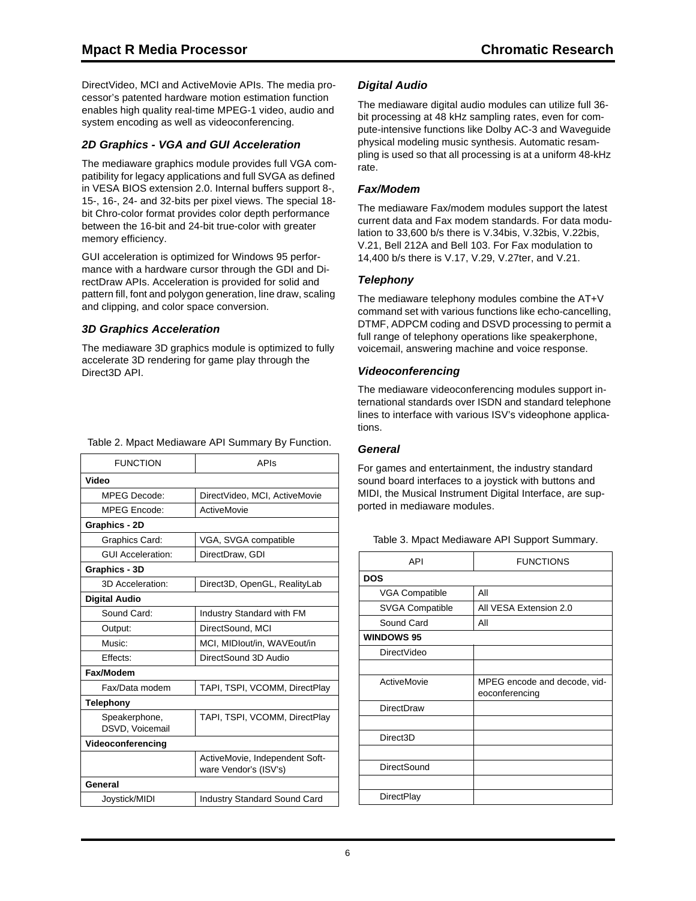DirectVideo, MCI and ActiveMovie APIs. The media processor's patented hardware motion estimation function enables high quality real-time MPEG-1 video, audio and system encoding as well as videoconferencing.

### *2D Graphics - VGA and GUI Acceleration*

The mediaware graphics module provides full VGA compatibility for legacy applications and full SVGA as defined in VESA BIOS extension 2.0. Internal buffers support 8-, 15-, 16-, 24- and 32-bits per pixel views. The special 18-bit Chro-color format provides color depth performance between the 16-bit and 24-bit true-color with greater memory efficiency.

GUI acceleration is optimized for Windows 95 performance with a hardware cursor through the GDI and DirectDraw APIs. Acceleration is provided for solid and pattern fill, font and polygon generation, line draw, scaling and clipping, and color space conversion.

### *3D Graphics Acceleration*

The mediaware 3D graphics module is optimized to fully accelerate 3D rendering for game play through the Direct3D API.

Table 2. Mpact Mediaware API Summary By Function.

| FUNCTION | APIs |
|---|---|
| **Video** | |
| MPEG Decode: | DirectVideo, MCI, ActiveMovie |
| MPEG Encode: | ActiveMovie |
| **Graphics - 2D** | |
| Graphics Card: | VGA, SVGA compatible |
| GUI Acceleration: | DirectDraw, GDI |
| **Graphics - 3D** | |
| 3D Acceleration: | Direct3D, OpenGL, RealityLab |
| **Digital Audio** | |
| Sound Card: | Industry Standard with FM |
| Output: | DirectSound, MCI |
| Music: | MCI, MIDIout/in, WAVEout/in |
| Effects: | DirectSound 3D Audio |
| **Fax/Modem** | |
| Fax/Data modem | TAPI, TSPI, VCOMM, DirectPlay |
| **Telephony** | |
| Speakerphone, DSVD, Voicemail | TAPI, TSPI, VCOMM, DirectPlay |
| **Videoconferencing** | |
| | ActiveMovie, Independent Software Vendor's (ISV's) |
| **General** | |
| Joystick/MIDI | Industry Standard Sound Card |

### *Digital Audio*

The mediaware digital audio modules can utilize full 36-bit processing at 48 kHz sampling rates, even for compute-intensive functions like Dolby AC-3 and Waveguide physical modeling music synthesis. Automatic resampling is used so that all processing is at a uniform 48-kHz rate.

### *Fax/Modem*

The mediaware Fax/modem modules support the latest current data and Fax modem standards. For data modulation to 33,600 b/s there is V.34bis, V.32bis, V.22bis, V.21, Bell 212A and Bell 103. For Fax modulation to 14,400 b/s there is V.17, V.29, V.27ter, and V.21.

### *Telephony*

The mediaware telephony modules combine the AT+V command set with various functions like echo-cancelling, DTMF, ADPCM coding and DSVD processing to permit a full range of telephony operations like speakerphone, voicemail, answering machine and voice response.

### *Videoconferencing*

The mediaware videoconferencing modules support international standards over ISDN and standard telephone lines to interface with various ISV's videophone applications.

### *General*

For games and entertainment, the industry standard sound board interfaces to a joystick with buttons and MIDI, the Musical Instrument Digital Interface, are supported in mediaware modules.

Table 3. Mpact Mediaware API Support Summary.

| API | FUNCTIONS |
|---|---|
| **DOS** | |
| VGA Compatible | All |
| SVGA Compatible | All VESA Extension 2.0 |
| Sound Card | All |
| **WINDOWS 95** | |
| DirectVideo | |
| | |
| ActiveMovie | MPEG encode and decode, videoconferencing |
| DirectDraw | |
| | |
| Direct3D | |
| | |
| DirectSound | |
| | |
| DirectPlay | |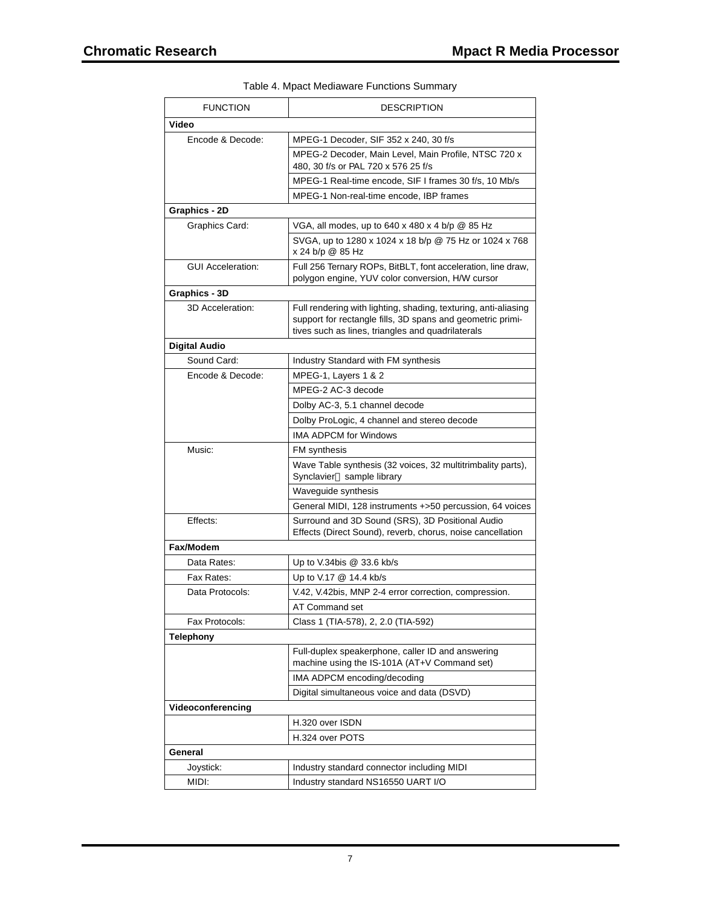Table 4. Mpact Mediaware Functions Summary

| FUNCTION | DESCRIPTION |
| --- | --- |
| **Video** | |
| Encode & Decode: | MPEG-1 Decoder, SIF 352 x 240, 30 f/s |
| | MPEG-2 Decoder, Main Level, Main Profile, NTSC 720 x 480, 30 f/s or PAL 720 x 576 25 f/s |
| | MPEG-1 Real-time encode, SIF I frames 30 f/s, 10 Mb/s |
| | MPEG-1 Non-real-time encode, IBP frames |
| **Graphics - 2D** | |
| Graphics Card: | VGA, all modes, up to 640 x 480 x 4 b/p @ 85 Hz |
| | SVGA, up to 1280 x 1024 x 18 b/p @ 75 Hz or 1024 x 768 x 24 b/p @ 85 Hz |
| GUI Acceleration: | Full 256 Ternary ROPs, BitBLT, font acceleration, line draw, polygon engine, YUV color conversion, H/W cursor |
| **Graphics - 3D** | |
| 3D Acceleration: | Full rendering with lighting, shading, texturing, anti-aliasing support for rectangle fills, 3D spans and geometric primitives such as lines, triangles and quadrilaterals |
| **Digital Audio** | |
| Sound Card: | Industry Standard with FM synthesis |
| Encode & Decode: | MPEG-1, Layers 1 & 2 |
| | MPEG-2 AC-3 decode |
| | Dolby AC-3, 5.1 channel decode |
| | Dolby ProLogic, 4 channel and stereo decode |
| | IMA ADPCM for Windows |
| Music: | FM synthesis |
| | Wave Table synthesis (32 voices, 32 multitrimbality parts), Synclavier sample library |
| | Waveguide synthesis |
| | General MIDI, 128 instruments +>50 percussion, 64 voices |
| Effects: | Surround and 3D Sound (SRS), 3D Positional Audio Effects (Direct Sound), reverb, chorus, noise cancellation |
| **Fax/Modem** | |
| Data Rates: | Up to V.34bis @ 33.6 kb/s |
| Fax Rates: | Up to V.17 @ 14.4 kb/s |
| Data Protocols: | V.42, V.42bis, MNP 2-4 error correction, compression. |
| | AT Command set |
| Fax Protocols: | Class 1 (TIA-578), 2, 2.0 (TIA-592) |
| **Telephony** | |
| | Full-duplex speakerphone, caller ID and answering machine using the IS-101A (AT+V Command set) |
| | IMA ADPCM encoding/decoding |
| | Digital simultaneous voice and data (DSVD) |
| **Videoconferencing** | |
| | H.320 over ISDN |
| | H.324 over POTS |
| **General** | |
| Joystick: | Industry standard connector including MIDI |
| MIDI: | Industry standard NS16550 UART I/O |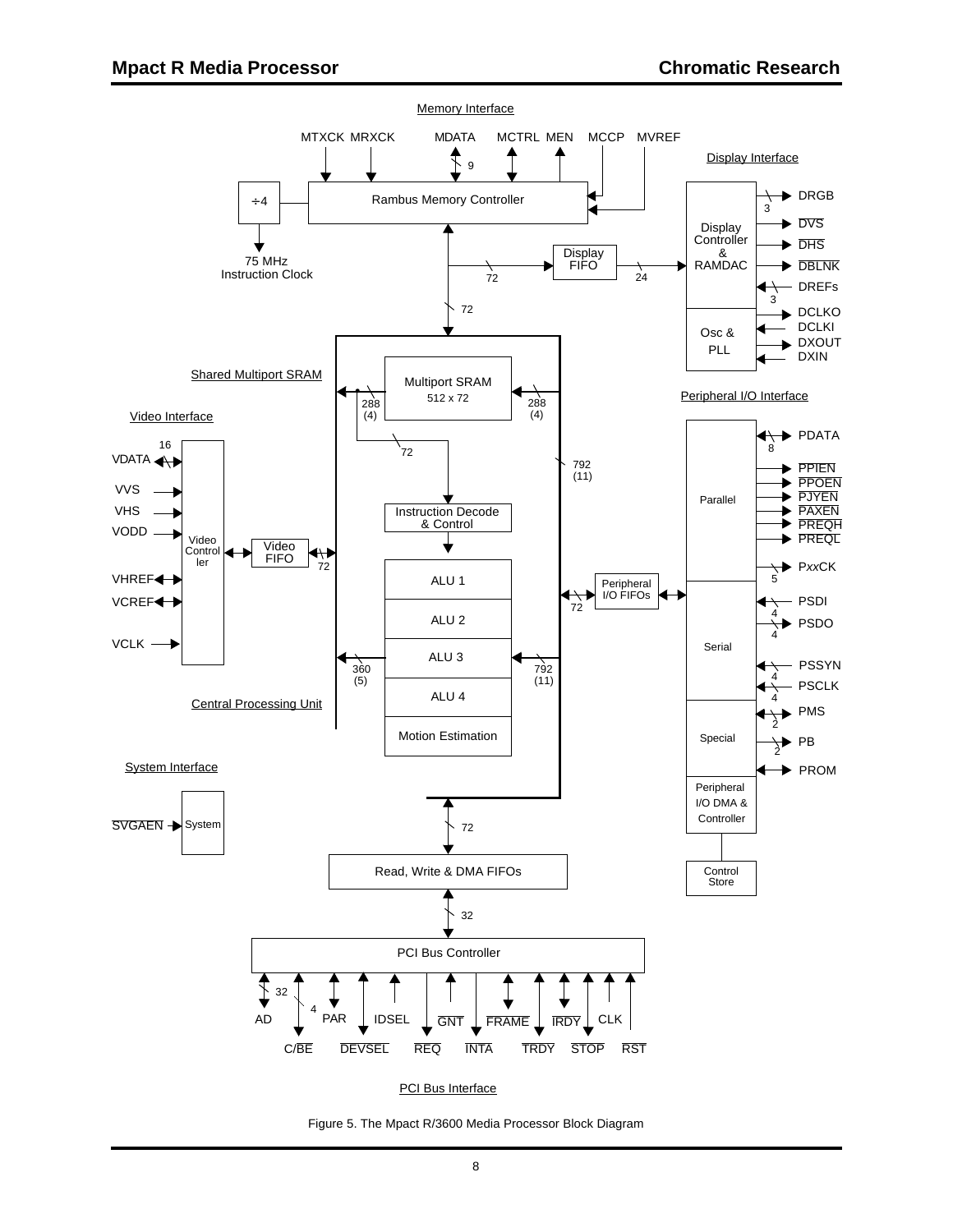Memory Interface

MTXCK MRXCK MDATA MCTRL MEN MCCP MVREF

9

÷4

Rambus Memory Controller

75 MHz
Instruction Clock

Display FIFO

72

24

72

Display Interface

Display Controller & RAMDAC

DRGB 3

DVS

DHS

DBLNK

DREFs 3

Osc & PLL

DCLKO

DCLKI

DXOUT

DXIN

Shared Multiport SRAM

Multiport SRAM
512 x 72

288 (4)

288 (4)

72

792 (11)

Video Interface

VDATA 16

VVS

VHS

VODD

Video Controller

Video FIFO

72

VHREF

VCREF

VCLK

Instruction Decode & Control

ALU 1

ALU 2

ALU 3

ALU 4

Motion Estimation

360 (5)

792 (11)

Central Processing Unit

Peripheral I/O Interface

Parallel

PDATA 8

PPIEN

PPOEN

PJYEN

PAXEN

PREQH

PREQL

PxxCK 5

Peripheral I/O FIFOs

72

Serial

PSDI 4

PSDO 4

PSSYN 4

PSCLK 4

Special

PMS 2

PB 2

PROM

Peripheral I/O DMA & Controller

Control Store

System Interface

SVGAEN

System

72

Read, Write & DMA FIFOs

32

PCI Bus Controller

AD 32

C/BE 4

PAR

DEVSEL

IDSEL

REQ

GNT

INTA

FRAME

TRDY

IRDY

STOP

CLK

RST

PCI Bus Interface

Figure 5. The Mpact R/3600 Media Processor Block Diagram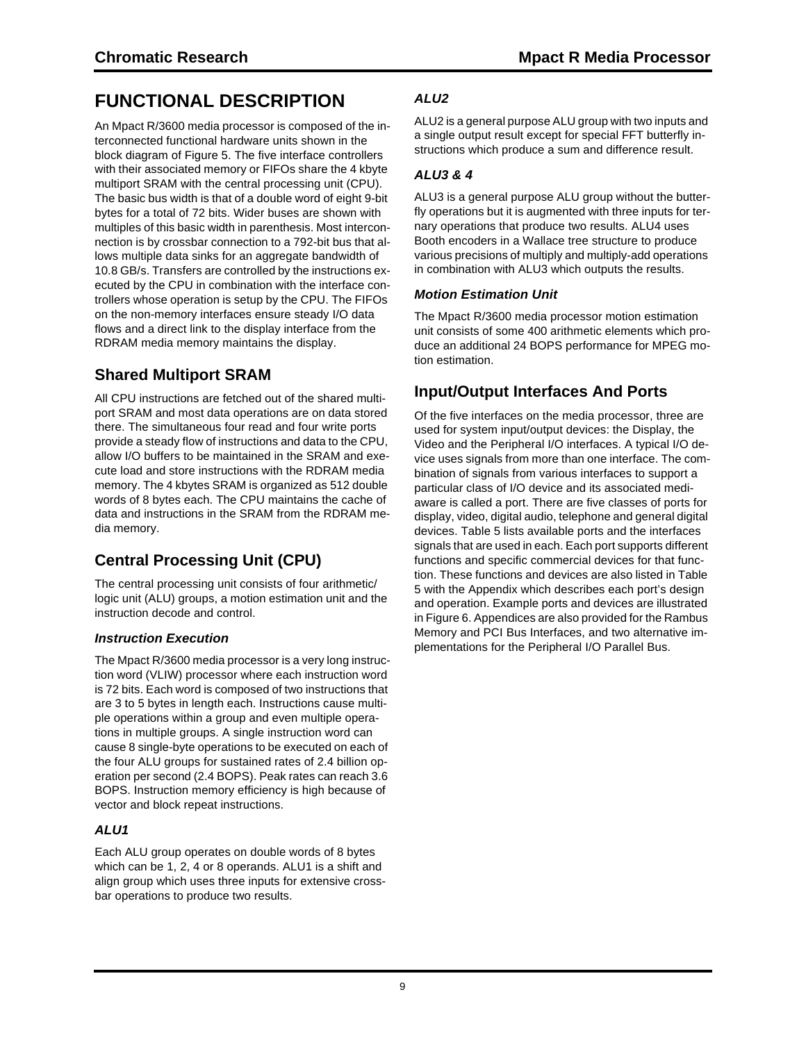# FUNCTIONAL DESCRIPTION

An Mpact R/3600 media processor is composed of the interconnected functional hardware units shown in the block diagram of Figure 5. The five interface controllers with their associated memory or FIFOs share the 4 kbyte multiport SRAM with the central processing unit (CPU). The basic bus width is that of a double word of eight 9-bit bytes for a total of 72 bits. Wider buses are shown with multiples of this basic width in parenthesis. Most interconnection is by crossbar connection to a 792-bit bus that allows multiple data sinks for an aggregate bandwidth of 10.8 GB/s. Transfers are controlled by the instructions executed by the CPU in combination with the interface controllers whose operation is setup by the CPU. The FIFOs on the non-memory interfaces ensure steady I/O data flows and a direct link to the display interface from the RDRAM media memory maintains the display.

## Shared Multiport SRAM

All CPU instructions are fetched out of the shared multiport SRAM and most data operations are on data stored there. The simultaneous four read and four write ports provide a steady flow of instructions and data to the CPU, allow I/O buffers to be maintained in the SRAM and execute load and store instructions with the RDRAM media memory. The 4 kbytes SRAM is organized as 512 double words of 8 bytes each. The CPU maintains the cache of data and instructions in the SRAM from the RDRAM media memory.

## Central Processing Unit (CPU)

The central processing unit consists of four arithmetic/logic unit (ALU) groups, a motion estimation unit and the instruction decode and control.

### *Instruction Execution*

The Mpact R/3600 media processor is a very long instruction word (VLIW) processor where each instruction word is 72 bits. Each word is composed of two instructions that are 3 to 5 bytes in length each. Instructions cause multiple operations within a group and even multiple operations in multiple groups. A single instruction word can cause 8 single-byte operations to be executed on each of the four ALU groups for sustained rates of 2.4 billion operation per second (2.4 BOPS). Peak rates can reach 3.6 BOPS. Instruction memory efficiency is high because of vector and block repeat instructions.

### *ALU1*

Each ALU group operates on double words of 8 bytes which can be 1, 2, 4 or 8 operands. ALU1 is a shift and align group which uses three inputs for extensive crossbar operations to produce two results.

### *ALU2*

ALU2 is a general purpose ALU group with two inputs and a single output result except for special FFT butterfly instructions which produce a sum and difference result.

### *ALU3 & 4*

ALU3 is a general purpose ALU group without the butterfly operations but it is augmented with three inputs for ternary operations that produce two results. ALU4 uses Booth encoders in a Wallace tree structure to produce various precisions of multiply and multiply-add operations in combination with ALU3 which outputs the results.

### *Motion Estimation Unit*

The Mpact R/3600 media processor motion estimation unit consists of some 400 arithmetic elements which produce an additional 24 BOPS performance for MPEG motion estimation.

## Input/Output Interfaces And Ports

Of the five interfaces on the media processor, three are used for system input/output devices: the Display, the Video and the Peripheral I/O interfaces. A typical I/O device uses signals from more than one interface. The combination of signals from various interfaces to support a particular class of I/O device and its associated mediaware is called a port. There are five classes of ports for display, video, digital audio, telephone and general digital devices. Table 5 lists available ports and the interfaces signals that are used in each. Each port supports different functions and specific commercial devices for that function. These functions and devices are also listed in Table 5 with the Appendix which describes each port's design and operation. Example ports and devices are illustrated in Figure 6. Appendices are also provided for the Rambus Memory and PCI Bus Interfaces, and two alternative implementations for the Peripheral I/O Parallel Bus.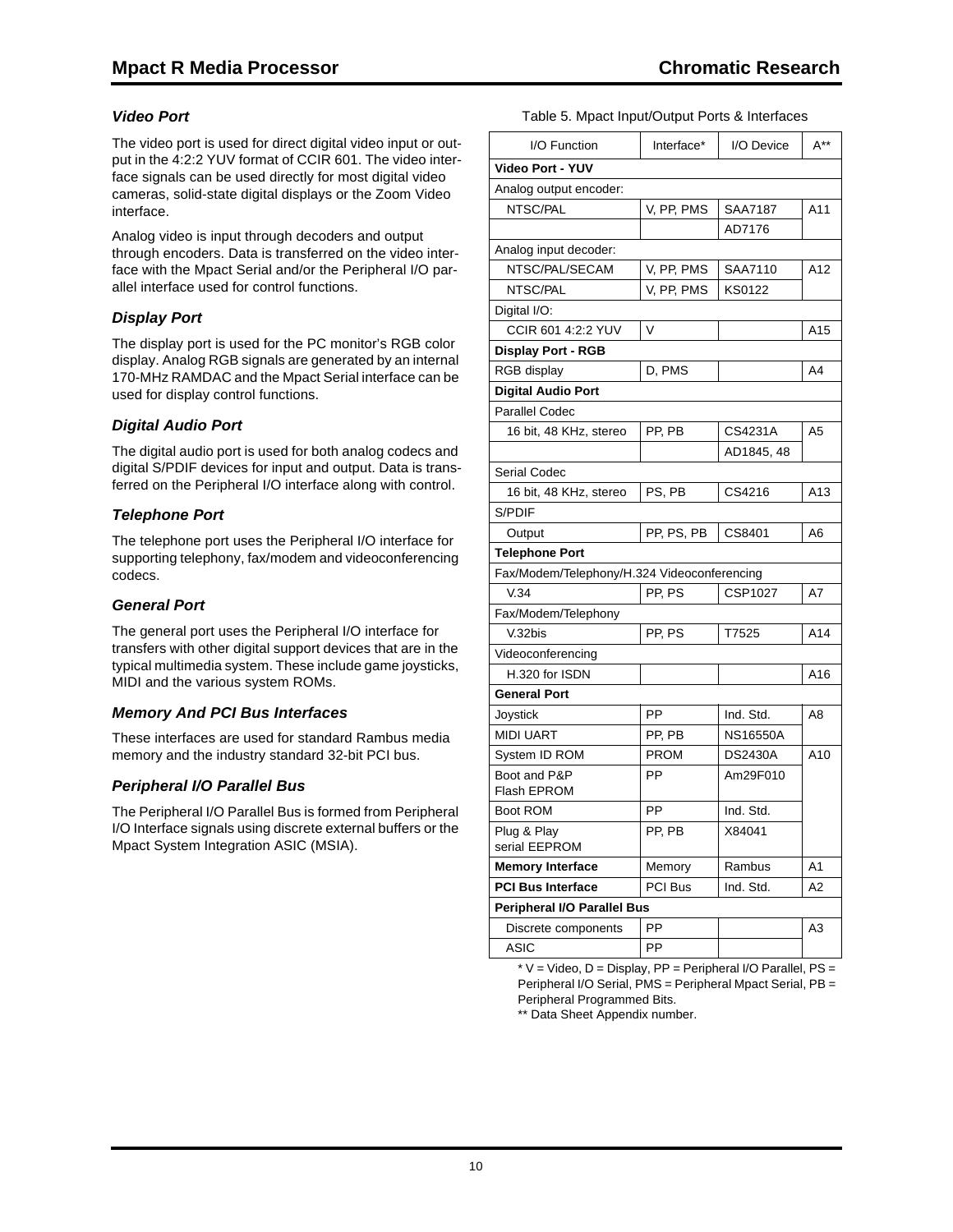### Video Port

The video port is used for direct digital video input or output in the 4:2:2 YUV format of CCIR 601. The video interface signals can be used directly for most digital video cameras, solid-state digital displays or the Zoom Video interface.

Analog video is input through decoders and output through encoders. Data is transferred on the video interface with the Mpact Serial and/or the Peripheral I/O parallel interface used for control functions.

### Display Port

The display port is used for the PC monitor's RGB color display. Analog RGB signals are generated by an internal 170-MHz RAMDAC and the Mpact Serial interface can be used for display control functions.

### Digital Audio Port

The digital audio port is used for both analog codecs and digital S/PDIF devices for input and output. Data is transferred on the Peripheral I/O interface along with control.

### Telephone Port

The telephone port uses the Peripheral I/O interface for supporting telephony, fax/modem and videoconferencing codecs.

### General Port

The general port uses the Peripheral I/O interface for transfers with other digital support devices that are in the typical multimedia system. These include game joysticks, MIDI and the various system ROMs.

### Memory And PCI Bus Interfaces

These interfaces are used for standard Rambus media memory and the industry standard 32-bit PCI bus.

### Peripheral I/O Parallel Bus

The Peripheral I/O Parallel Bus is formed from Peripheral I/O Interface signals using discrete external buffers or the Mpact System Integration ASIC (MSIA).

Table 5. Mpact Input/Output Ports & Interfaces

| I/O Function | Interface* | I/O Device | A** |
|---|---|---|---|
| **Video Port - YUV** | | | |
| Analog output encoder: | | | |
| NTSC/PAL | V, PP, PMS | SAA7187 | A11 |
| | | AD7176 | |
| Analog input decoder: | | | |
| NTSC/PAL/SECAM | V, PP, PMS | SAA7110 | A12 |
| NTSC/PAL | V, PP, PMS | KS0122 | |
| Digital I/O: | | | |
| CCIR 601 4:2:2 YUV | V | | A15 |
| **Display Port - RGB** | | | |
| RGB display | D, PMS | | A4 |
| **Digital Audio Port** | | | |
| Parallel Codec | | | |
| 16 bit, 48 KHz, stereo | PP, PB | CS4231A | A5 |
| | | AD1845, 48 | |
| Serial Codec | | | |
| 16 bit, 48 KHz, stereo | PS, PB | CS4216 | A13 |
| S/PDIF | | | |
| Output | PP, PS, PB | CS8401 | A6 |
| **Telephone Port** | | | |
| Fax/Modem/Telephony/H.324 Videoconferencing | | | |
| V.34 | PP, PS | CSP1027 | A7 |
| Fax/Modem/Telephony | | | |
| V.32bis | PP, PS | T7525 | A14 |
| Videoconferencing | | | |
| H.320 for ISDN | | | A16 |
| **General Port** | | | |
| Joystick | PP | Ind. Std. | A8 |
| MIDI UART | PP, PB | NS16550A | |
| System ID ROM | PROM | DS2430A | A10 |
| Boot and P&P Flash EPROM | PP | Am29F010 | |
| Boot ROM | PP | Ind. Std. | |
| Plug & Play serial EEPROM | PP, PB | X84041 | |
| **Memory Interface** | Memory | Rambus | A1 |
| **PCI Bus Interface** | PCI Bus | Ind. Std. | A2 |
| **Peripheral I/O Parallel Bus** | | | |
| Discrete components | PP | | A3 |
| ASIC | PP | | |

* V = Video, D = Display, PP = Peripheral I/O Parallel, PS = Peripheral I/O Serial, PMS = Peripheral Mpact Serial, PB = Peripheral Programmed Bits.

** Data Sheet Appendix number.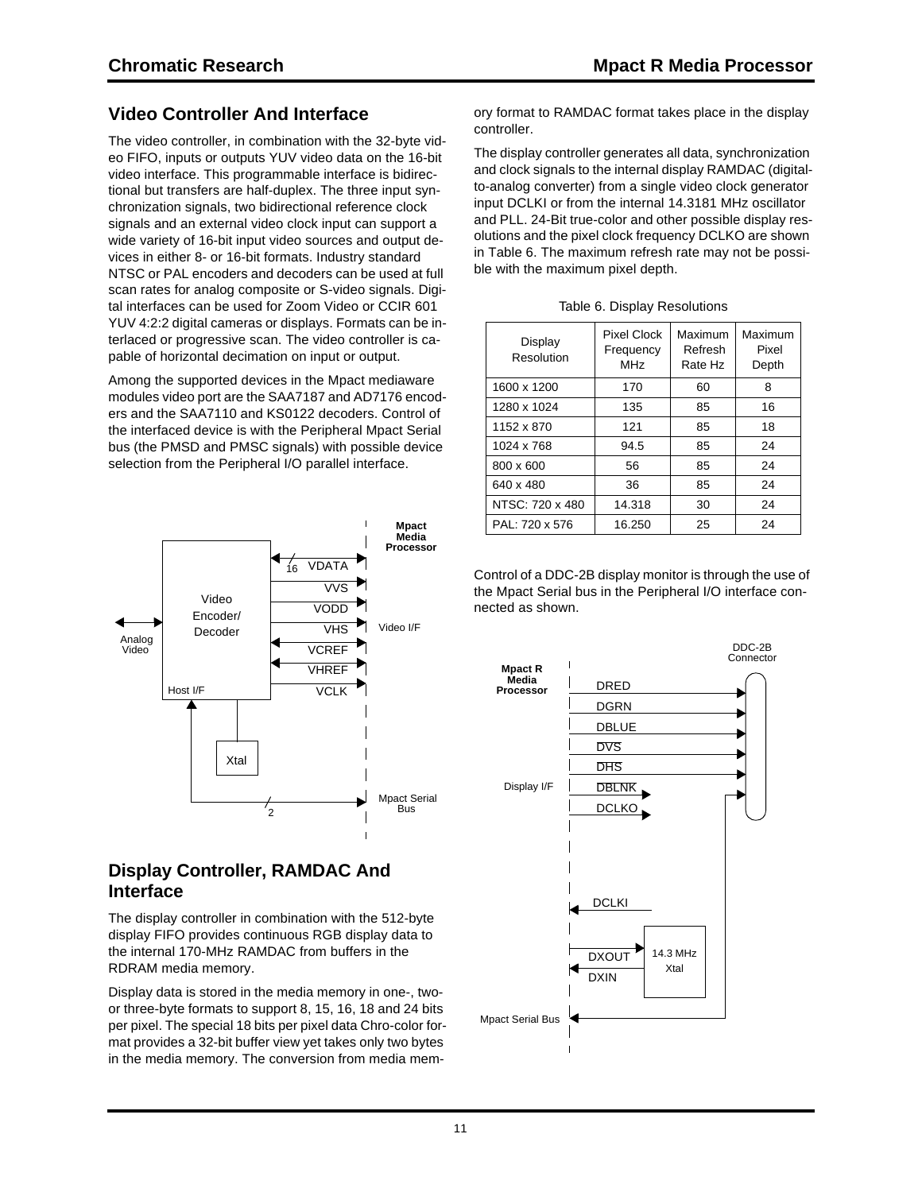## Video Controller And Interface

The video controller, in combination with the 32-byte video FIFO, inputs or outputs YUV video data on the 16-bit video interface. This programmable interface is bidirectional but transfers are half-duplex. The three input synchronization signals, two bidirectional reference clock signals and an external video clock input can support a wide variety of 16-bit input video sources and output devices in either 8- or 16-bit formats. Industry standard NTSC or PAL encoders and decoders can be used at full scan rates for analog composite or S-video signals. Digital interfaces can be used for Zoom Video or CCIR 601 YUV 4:2:2 digital cameras or displays. Formats can be interlaced or progressive scan. The video controller is capable of horizontal decimation on input or output.

Among the supported devices in the Mpact mediaware modules video port are the SAA7187 and AD7176 encoders and the SAA7110 and KS0122 decoders. Control of the interfaced device is with the Peripheral Mpact Serial bus (the PMSD and PMSC signals) with possible device selection from the Peripheral I/O parallel interface.

Mpact Media Processor

Video Encoder/ Decoder

Analog Video

Host I/F

Xtal

16 VDATA

VVS

VODD

VHS

VCREF

VHREF

VCLK

Video I/F

2

Mpact Serial Bus

## Display Controller, RAMDAC And Interface

The display controller in combination with the 512-byte display FIFO provides continuous RGB display data to the internal 170-MHz RAMDAC from buffers in the RDRAM media memory.

Display data is stored in the media memory in one-, two- or three-byte formats to support 8, 15, 16, 18 and 24 bits per pixel. The special 18 bits per pixel data Chro-color format provides a 32-bit buffer view yet takes only two bytes in the media memory. The conversion from media memory format to RAMDAC format takes place in the display controller.

The display controller generates all data, synchronization and clock signals to the internal display RAMDAC (digital-to-analog converter) from a single video clock generator input DCLKI or from the internal 14.3181 MHz oscillator and PLL. 24-Bit true-color and other possible display resolutions and the pixel clock frequency DCLKO are shown in Table 6. The maximum refresh rate may not be possible with the maximum pixel depth.

Table 6. Display Resolutions

| Display Resolution | Pixel Clock Frequency MHz | Maximum Refresh Rate Hz | Maximum Pixel Depth |
|---|---|---|---|
| 1600 x 1200 | 170 | 60 | 8 |
| 1280 x 1024 | 135 | 85 | 16 |
| 1152 x 870 | 121 | 85 | 18 |
| 1024 x 768 | 94.5 | 85 | 24 |
| 800 x 600 | 56 | 85 | 24 |
| 640 x 480 | 36 | 85 | 24 |
| NTSC: 720 x 480 | 14.318 | 30 | 24 |
| PAL: 720 x 576 | 16.250 | 25 | 24 |

Control of a DDC-2B display monitor is through the use of the Mpact Serial bus in the Peripheral I/O interface connected as shown.

Mpact R Media Processor

DDC-2B Connector

DRED

DGRN

DBLUE

DVS

DHS

Display I/F

DBLNK

DCLKO

DCLKI

DXOUT

DXIN

14.3 MHz Xtal

Mpact Serial Bus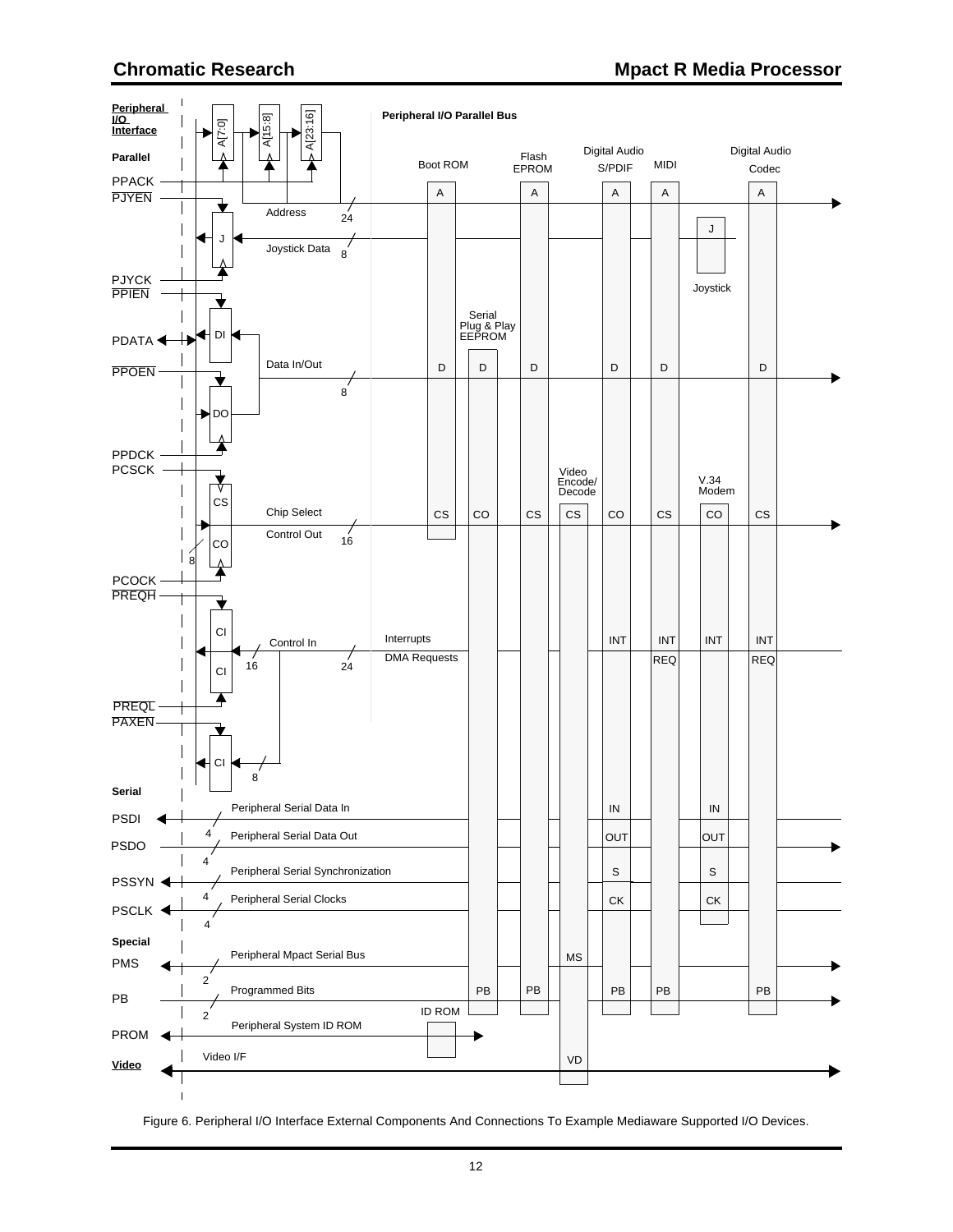Peripheral I/O Interface

Parallel

PPACK

PJYEN

A[7:0]

A[15:8]

A[23:16]

Peripheral I/O Parallel Bus

Boot ROM

Flash EPROM

Digital Audio S/PDIF

MIDI

Digital Audio Codec

Address

24

A

A

A

A

A

J

Joystick Data

8

J

Joystick

PJYCK

PPIEN

Serial Plug & Play EEPROM

PDATA

DI

Data In/Out

D

D

D

D

D

D

PPOEN

8

DO

PPDCK

PCSCK

Video Encode/ Decode

V.34 Modem

CS

Chip Select

CS

CO

CS

CS

CO

CS

CO

CS

CO

Control Out

16

8

PCOCK

PREQH

CI

Control In

Interrupts

INT

INT

INT

INT

CI

16

24

DMA Requests

REQ

REQ

PREQL

PAXEN

CI

8

Serial

PSDI

Peripheral Serial Data In

4

IN

IN

PSDO

Peripheral Serial Data Out

4

OUT

OUT

PSSYN

Peripheral Serial Synchronization

4

S

S

PSCLK

Peripheral Serial Clocks

4

CK

CK

Special

PMS

Peripheral Mpact Serial Bus

2

MS

PB

Programmed Bits

2

PB

PB

PB

PB

PB

ID ROM

PROM

Peripheral System ID ROM

Video I/F

Video

VD

Figure 6. Peripheral I/O Interface External Components And Connections To Example Mediaware Supported I/O Devices.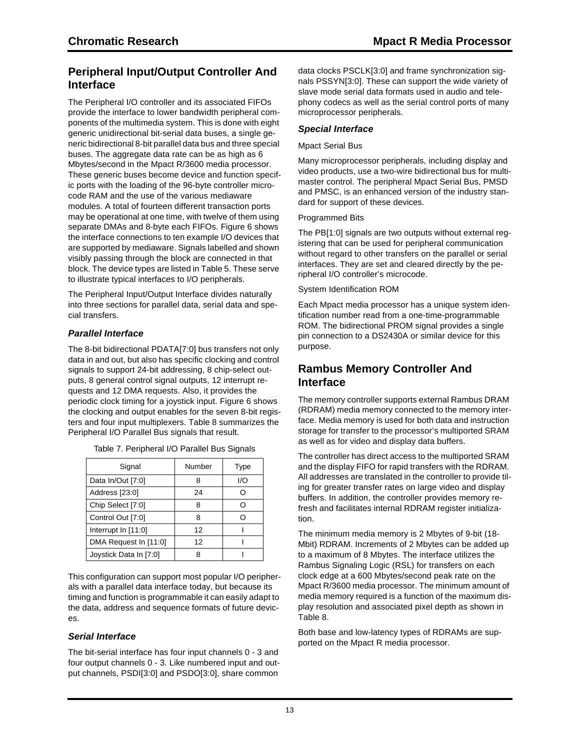## Peripheral Input/Output Controller And Interface

The Peripheral I/O controller and its associated FIFOs provide the interface to lower bandwidth peripheral components of the multimedia system. This is done with eight generic unidirectional bit-serial data buses, a single generic bidirectional 8-bit parallel data bus and three special buses. The aggregate data rate can be as high as 6 Mbytes/second in the Mpact R/3600 media processor. These generic buses become device and function specific ports with the loading of the 96-byte controller microcode RAM and the use of the various mediaware modules. A total of fourteen different transaction ports may be operational at one time, with twelve of them using separate DMAs and 8-byte each FIFOs. Figure 6 shows the interface connections to ten example I/O devices that are supported by mediaware. Signals labelled and shown visibly passing through the block are connected in that block. The device types are listed in Table 5. These serve to illustrate typical interfaces to I/O peripherals.

The Peripheral Input/Output Interface divides naturally into three sections for parallel data, serial data and special transfers.

### *Parallel Interface*

The 8-bit bidirectional PDATA[7:0] bus transfers not only data in and out, but also has specific clocking and control signals to support 24-bit addressing, 8 chip-select outputs, 8 general control signal outputs, 12 interrupt requests and 12 DMA requests. Also, it provides the periodic clock timing for a joystick input. Figure 6 shows the clocking and output enables for the seven 8-bit registers and four input multiplexers. Table 8 summarizes the Peripheral I/O Parallel Bus signals that result.

Table 7. Peripheral I/O Parallel Bus Signals

| Signal | Number | Type |
|---|---|---|
| Data In/Out [7:0] | 8 | I/O |
| Address [23:0] | 24 | O |
| Chip Select [7:0] | 8 | O |
| Control Out [7:0] | 8 | O |
| Interrupt In [11:0] | 12 | I |
| DMA Request In [11:0] | 12 | I |
| Joystick Data In [7:0] | 8 | I |

This configuration can support most popular I/O peripherals with a parallel data interface today, but because its timing and function is programmable it can easily adapt to the data, address and sequence formats of future devices.

### *Serial Interface*

The bit-serial interface has four input channels 0 - 3 and four output channels 0 - 3. Like numbered input and output channels, PSDI[3:0] and PSDO[3:0], share common data clocks PSCLK[3:0] and frame synchronization signals PSSYN[3:0]. These can support the wide variety of slave mode serial data formats used in audio and telephony codecs as well as the serial control ports of many microprocessor peripherals.

### *Special Interface*

Mpact Serial Bus

Many microprocessor peripherals, including display and video products, use a two-wire bidirectional bus for multimaster control. The peripheral Mpact Serial Bus, PMSD and PMSC, is an enhanced version of the industry standard for support of these devices.

Programmed Bits

The PB[1:0] signals are two outputs without external registering that can be used for peripheral communication without regard to other transfers on the parallel or serial interfaces. They are set and cleared directly by the peripheral I/O controller's microcode.

System Identification ROM

Each Mpact media processor has a unique system identification number read from a one-time-programmable ROM. The bidirectional PROM signal provides a single pin connection to a DS2430A or similar device for this purpose.

## Rambus Memory Controller And Interface

The memory controller supports external Rambus DRAM (RDRAM) media memory connected to the memory interface. Media memory is used for both data and instruction storage for transfer to the processor's multiported SRAM as well as for video and display data buffers.

The controller has direct access to the multiported SRAM and the display FIFO for rapid transfers with the RDRAM. All addresses are translated in the controller to provide tiling for greater transfer rates on large video and display buffers. In addition, the controller provides memory refresh and facilitates internal RDRAM register initialization.

The minimum media memory is 2 Mbytes of 9-bit (18-Mbit) RDRAM. Increments of 2 Mbytes can be added up to a maximum of 8 Mbytes. The interface utilizes the Rambus Signaling Logic (RSL) for transfers on each clock edge at a 600 Mbytes/second peak rate on the Mpact R/3600 media processor. The minimum amount of media memory required is a function of the maximum display resolution and associated pixel depth as shown in Table 8.

Both base and low-latency types of RDRAMs are supported on the Mpact R media processor.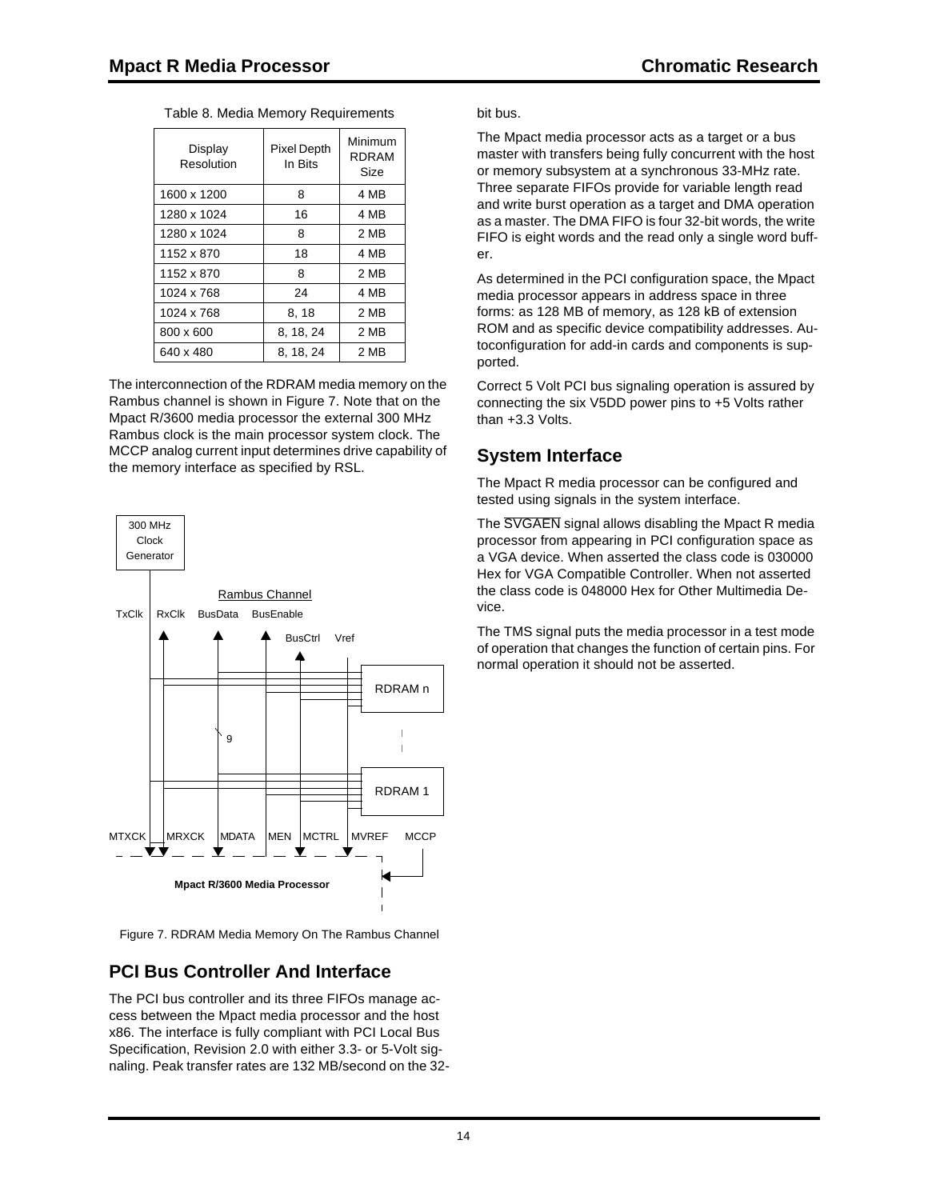Table 8. Media Memory Requirements

| Display Resolution | Pixel Depth In Bits | Minimum RDRAM Size |
|---|---|---|
| 1600 x 1200 | 8 | 4 MB |
| 1280 x 1024 | 16 | 4 MB |
| 1280 x 1024 | 8 | 2 MB |
| 1152 x 870 | 18 | 4 MB |
| 1152 x 870 | 8 | 2 MB |
| 1024 x 768 | 24 | 4 MB |
| 1024 x 768 | 8, 18 | 2 MB |
| 800 x 600 | 8, 18, 24 | 2 MB |
| 640 x 480 | 8, 18, 24 | 2 MB |

The interconnection of the RDRAM media memory on the Rambus channel is shown in Figure 7. Note that on the Mpact R/3600 media processor the external 300 MHz Rambus clock is the main processor system clock. The MCCP analog current input determines drive capability of the memory interface as specified by RSL.

300 MHz Clock Generator

Rambus Channel

TxClk RxClk BusData BusEnable

BusCtrl Vref

RDRAM n

9

RDRAM 1

MTXCK MRXCK MDATA MEN MCTRL MVREF MCCP

Mpact R/3600 Media Processor

Figure 7. RDRAM Media Memory On The Rambus Channel

## PCI Bus Controller And Interface

The PCI bus controller and its three FIFOs manage access between the Mpact media processor and the host x86. The interface is fully compliant with PCI Local Bus Specification, Revision 2.0 with either 3.3- or 5-Volt signaling. Peak transfer rates are 132 MB/second on the 32-bit bus.

The Mpact media processor acts as a target or a bus master with transfers being fully concurrent with the host or memory subsystem at a synchronous 33-MHz rate. Three separate FIFOs provide for variable length read and write burst operation as a target and DMA operation as a master. The DMA FIFO is four 32-bit words, the write FIFO is eight words and the read only a single word buffer.

As determined in the PCI configuration space, the Mpact media processor appears in address space in three forms: as 128 MB of memory, as 128 kB of extension ROM and as specific device compatibility addresses. Autoconfiguration for add-in cards and components is supported.

Correct 5 Volt PCI bus signaling operation is assured by connecting the six V5DD power pins to +5 Volts rather than +3.3 Volts.

## System Interface

The Mpact R media processor can be configured and tested using signals in the system interface.

The $\overline{\text{SVGAEN}}$ signal allows disabling the Mpact R media processor from appearing in PCI configuration space as a VGA device. When asserted the class code is 030000 Hex for VGA Compatible Controller. When not asserted the class code is 048000 Hex for Other Multimedia Device.

The TMS signal puts the media processor in a test mode of operation that changes the function of certain pins. For normal operation it should not be asserted.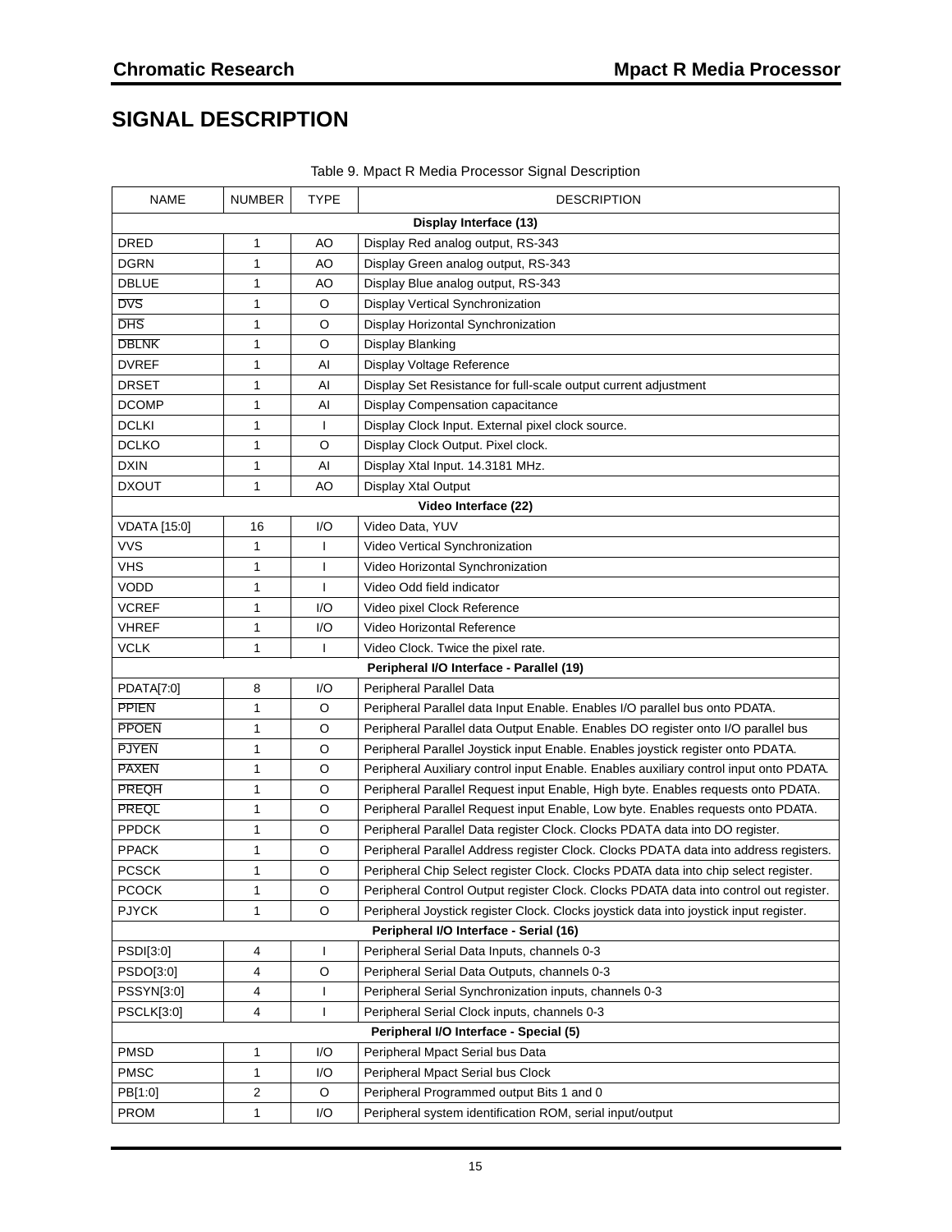# SIGNAL DESCRIPTION

Table 9. Mpact R Media Processor Signal Description

| NAME | NUMBER | TYPE | DESCRIPTION |
|---|---|---|---|
| **Display Interface (13)** | | | |
| DRED | 1 | AO | Display Red analog output, RS-343 |
| DGRN | 1 | AO | Display Green analog output, RS-343 |
| DBLUE | 1 | AO | Display Blue analog output, RS-343 |
| $\overline{DVS}$ | 1 | O | Display Vertical Synchronization |
| $\overline{DHS}$ | 1 | O | Display Horizontal Synchronization |
| $\overline{DBLNK}$ | 1 | O | Display Blanking |
| DVREF | 1 | AI | Display Voltage Reference |
| DRSET | 1 | AI | Display Set Resistance for full-scale output current adjustment |
| DCOMP | 1 | AI | Display Compensation capacitance |
| DCLKI | 1 | I | Display Clock Input. External pixel clock source. |
| DCLKO | 1 | O | Display Clock Output. Pixel clock. |
| DXIN | 1 | AI | Display Xtal Input. 14.3181 MHz. |
| DXOUT | 1 | AO | Display Xtal Output |
| **Video Interface (22)** | | | |
| VDATA [15:0] | 16 | I/O | Video Data, YUV |
| VVS | 1 | I | Video Vertical Synchronization |
| VHS | 1 | I | Video Horizontal Synchronization |
| VODD | 1 | I | Video Odd field indicator |
| VCREF | 1 | I/O | Video pixel Clock Reference |
| VHREF | 1 | I/O | Video Horizontal Reference |
| VCLK | 1 | I | Video Clock. Twice the pixel rate. |
| **Peripheral I/O Interface - Parallel (19)** | | | |
| PDATA[7:0] | 8 | I/O | Peripheral Parallel Data |
| $\overline{PPIEN}$ | 1 | O | Peripheral Parallel data Input Enable. Enables I/O parallel bus onto PDATA. |
| $\overline{PPOEN}$ | 1 | O | Peripheral Parallel data Output Enable. Enables DO register onto I/O parallel bus |
| $\overline{PJYEN}$ | 1 | O | Peripheral Parallel Joystick input Enable. Enables joystick register onto PDATA. |
| $\overline{PAXEN}$ | 1 | O | Peripheral Auxiliary control input Enable. Enables auxiliary control input onto PDATA. |
| $\overline{PREQH}$ | 1 | O | Peripheral Parallel Request input Enable, High byte. Enables requests onto PDATA. |
| $\overline{PREQL}$ | 1 | O | Peripheral Parallel Request input Enable, Low byte. Enables requests onto PDATA. |
| PPDCK | 1 | O | Peripheral Parallel Data register Clock. Clocks PDATA data into DO register. |
| PPACK | 1 | O | Peripheral Parallel Address register Clock. Clocks PDATA data into address registers. |
| PCSCK | 1 | O | Peripheral Chip Select register Clock. Clocks PDATA data into chip select register. |
| PCOCK | 1 | O | Peripheral Control Output register Clock. Clocks PDATA data into control out register. |
| PJYCK | 1 | O | Peripheral Joystick register Clock. Clocks joystick data into joystick input register. |
| **Peripheral I/O Interface - Serial (16)** | | | |
| PSDI[3:0] | 4 | I | Peripheral Serial Data Inputs, channels 0-3 |
| PSDO[3:0] | 4 | O | Peripheral Serial Data Outputs, channels 0-3 |
| PSSYN[3:0] | 4 | I | Peripheral Serial Synchronization inputs, channels 0-3 |
| PSCLK[3:0] | 4 | I | Peripheral Serial Clock inputs, channels 0-3 |
| **Peripheral I/O Interface - Special (5)** | | | |
| PMSD | 1 | I/O | Peripheral Mpact Serial bus Data |
| PMSC | 1 | I/O | Peripheral Mpact Serial bus Clock |
| PB[1:0] | 2 | O | Peripheral Programmed output Bits 1 and 0 |
| PROM | 1 | I/O | Peripheral system identification ROM, serial input/output |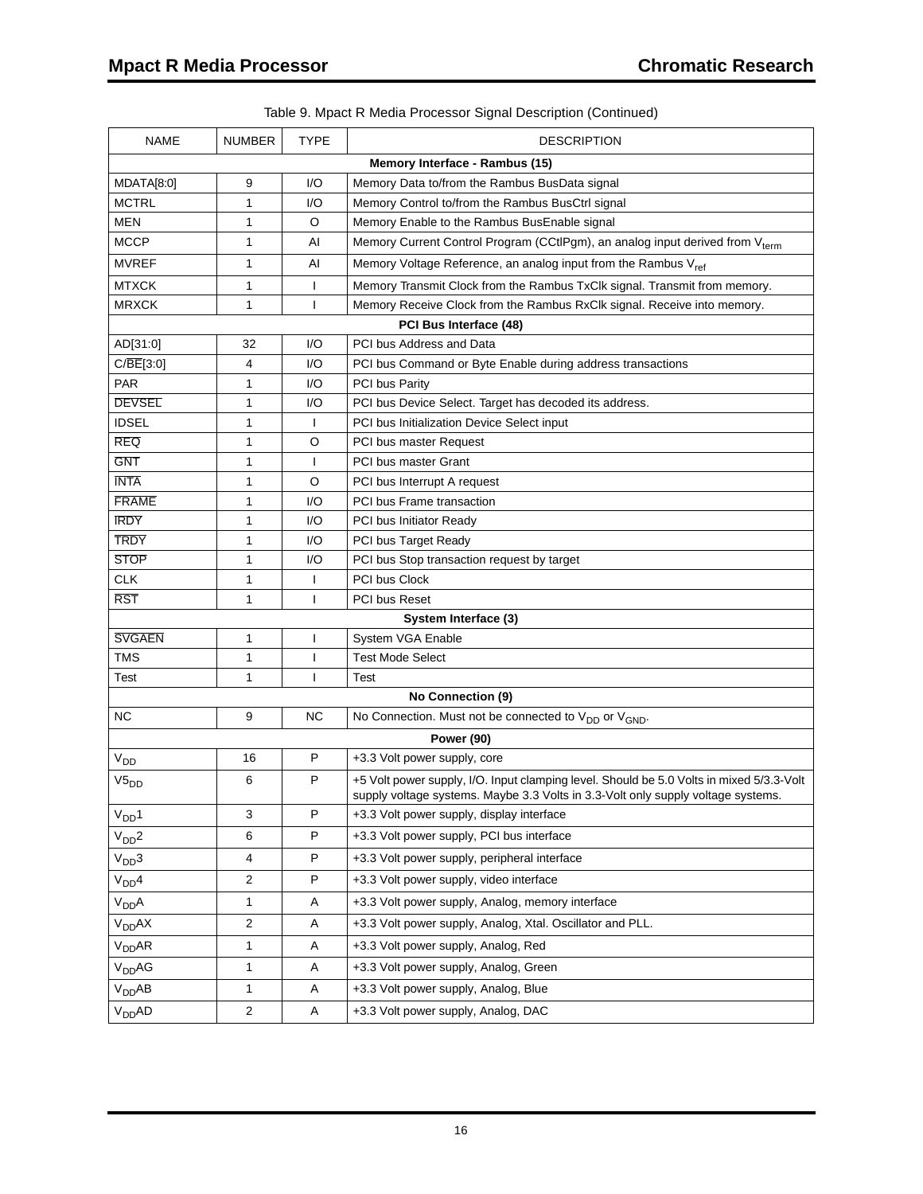Table 9. Mpact R Media Processor Signal Description (Continued)

| NAME | NUMBER | TYPE | DESCRIPTION |
|---|---|---|---|
| **Memory Interface - Rambus (15)** | | | |
| MDATA[8:0] | 9 | I/O | Memory Data to/from the Rambus BusData signal |
| MCTRL | 1 | I/O | Memory Control to/from the Rambus BusCtrl signal |
| MEN | 1 | O | Memory Enable to the Rambus BusEnable signal |
| MCCP | 1 | AI | Memory Current Control Program (CCtlPgm), an analog input derived from $V_{term}$ |
| MVREF | 1 | AI | Memory Voltage Reference, an analog input from the Rambus $V_{ref}$ |
| MTXCK | 1 | I | Memory Transmit Clock from the Rambus TxClk signal. Transmit from memory. |
| MRXCK | 1 | I | Memory Receive Clock from the Rambus RxClk signal. Receive into memory. |
| **PCI Bus Interface (48)** | | | |
| AD[31:0] | 32 | I/O | PCI bus Address and Data |
| C/$\overline{BE}$[3:0] | 4 | I/O | PCI bus Command or Byte Enable during address transactions |
| PAR | 1 | I/O | PCI bus Parity |
| $\overline{DEVSEL}$ | 1 | I/O | PCI bus Device Select. Target has decoded its address. |
| IDSEL | 1 | I | PCI bus Initialization Device Select input |
| $\overline{REQ}$ | 1 | O | PCI bus master Request |
| $\overline{GNT}$ | 1 | I | PCI bus master Grant |
| $\overline{INTA}$ | 1 | O | PCI bus Interrupt A request |
| $\overline{FRAME}$ | 1 | I/O | PCI bus Frame transaction |
| $\overline{IRDY}$ | 1 | I/O | PCI bus Initiator Ready |
| $\overline{TRDY}$ | 1 | I/O | PCI bus Target Ready |
| $\overline{STOP}$ | 1 | I/O | PCI bus Stop transaction request by target |
| CLK | 1 | I | PCI bus Clock |
| $\overline{RST}$ | 1 | I | PCI bus Reset |
| **System Interface (3)** | | | |
| $\overline{SVGAEN}$ | 1 | I | System VGA Enable |
| TMS | 1 | I | Test Mode Select |
| Test | 1 | I | Test |
| **No Connection (9)** | | | |
| NC | 9 | NC | No Connection. Must not be connected to $V_{DD}$ or $V_{GND}$. |
| **Power (90)** | | | |
| $V_{DD}$ | 16 | P | +3.3 Volt power supply, core |
| $V5_{DD}$ | 6 | P | +5 Volt power supply, I/O. Input clamping level. Should be 5.0 Volts in mixed 5/3.3-Volt supply voltage systems. Maybe 3.3 Volts in 3.3-Volt only supply voltage systems. |
| $V_{DD}1$ | 3 | P | +3.3 Volt power supply, display interface |
| $V_{DD}2$ | 6 | P | +3.3 Volt power supply, PCI bus interface |
| $V_{DD}3$ | 4 | P | +3.3 Volt power supply, peripheral interface |
| $V_{DD}4$ | 2 | P | +3.3 Volt power supply, video interface |
| $V_{DD}A$ | 1 | A | +3.3 Volt power supply, Analog, memory interface |
| $V_{DD}AX$ | 2 | A | +3.3 Volt power supply, Analog, Xtal. Oscillator and PLL. |
| $V_{DD}AR$ | 1 | A | +3.3 Volt power supply, Analog, Red |
| $V_{DD}AG$ | 1 | A | +3.3 Volt power supply, Analog, Green |
| $V_{DD}AB$ | 1 | A | +3.3 Volt power supply, Analog, Blue |
| $V_{DD}AD$ | 2 | A | +3.3 Volt power supply, Analog, DAC |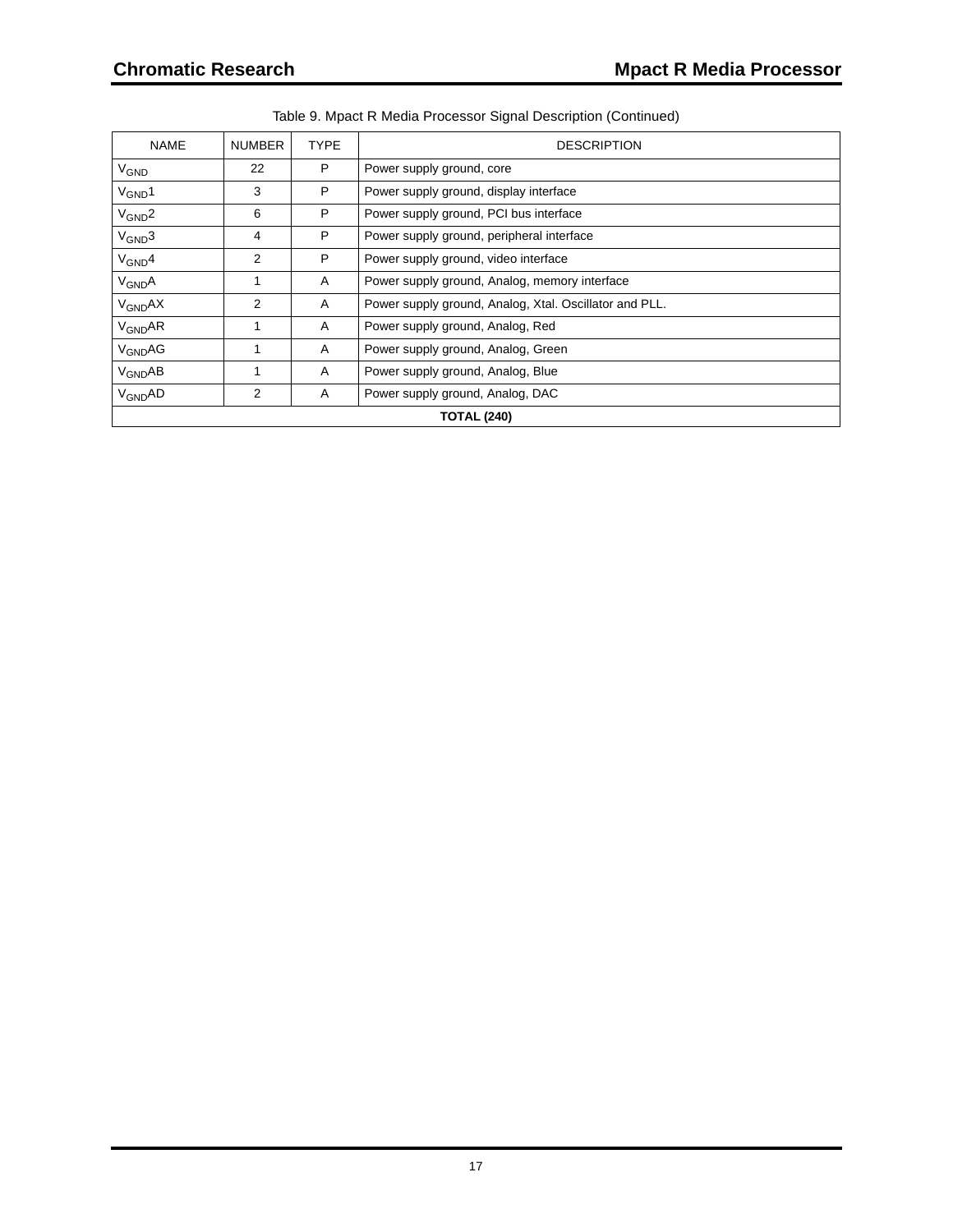Table 9. Mpact R Media Processor Signal Description (Continued)

| NAME | NUMBER | TYPE | DESCRIPTION |
|---|---|---|---|
| $V_{GND}$ | 22 | P | Power supply ground, core |
| $V_{GND}1$ | 3 | P | Power supply ground, display interface |
| $V_{GND}2$ | 6 | P | Power supply ground, PCI bus interface |
| $V_{GND}3$ | 4 | P | Power supply ground, peripheral interface |
| $V_{GND}4$ | 2 | P | Power supply ground, video interface |
| $V_{GND}A$ | 1 | A | Power supply ground, Analog, memory interface |
| $V_{GND}AX$ | 2 | A | Power supply ground, Analog, Xtal. Oscillator and PLL. |
| $V_{GND}AR$ | 1 | A | Power supply ground, Analog, Red |
| $V_{GND}AG$ | 1 | A | Power supply ground, Analog, Green |
| $V_{GND}AB$ | 1 | A | Power supply ground, Analog, Blue |
| $V_{GND}AD$ | 2 | A | Power supply ground, Analog, DAC |
| **TOTAL (240)** | | | |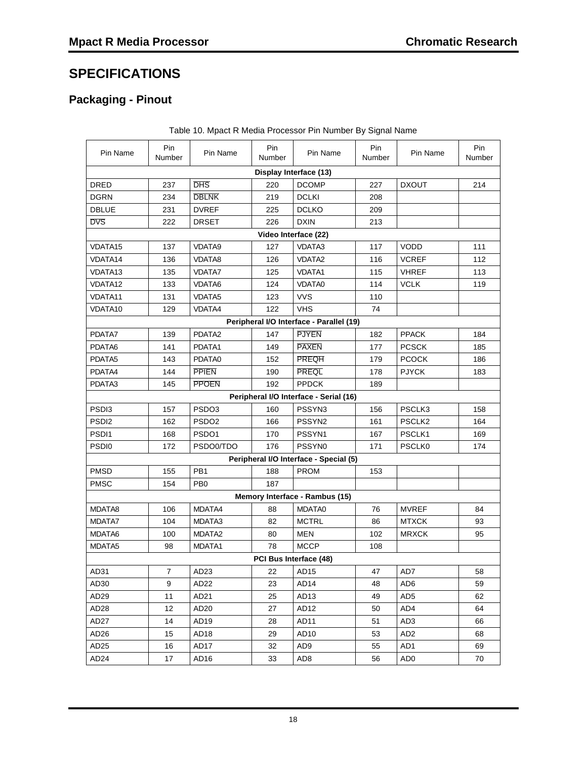# SPECIFICATIONS

## Packaging - Pinout

Table 10. Mpact R Media Processor Pin Number By Signal Name

| Pin Name | Pin Number | Pin Name | Pin Number | Pin Name | Pin Number | Pin Name | Pin Number |
|---|---|---|---|---|---|---|---|
| **Display Interface (13)** | | | | | | | |
| DRED | 237 | DHS (active low) | 220 | DCOMP | 227 | DXOUT | 214 |
| DGRN | 234 | DBLNK (active low) | 219 | DCLKI | 208 | | |
| DBLUE | 231 | DVREF | 225 | DCLKO | 209 | | |
| DVS (active low) | 222 | DRSET | 226 | DXIN | 213 | | |
| **Video Interface (22)** | | | | | | | |
| VDATA15 | 137 | VDATA9 | 127 | VDATA3 | 117 | VODD | 111 |
| VDATA14 | 136 | VDATA8 | 126 | VDATA2 | 116 | VCREF | 112 |
| VDATA13 | 135 | VDATA7 | 125 | VDATA1 | 115 | VHREF | 113 |
| VDATA12 | 133 | VDATA6 | 124 | VDATA0 | 114 | VCLK | 119 |
| VDATA11 | 131 | VDATA5 | 123 | VVS | 110 | | |
| VDATA10 | 129 | VDATA4 | 122 | VHS | 74 | | |
| **Peripheral I/O Interface - Parallel (19)** | | | | | | | |
| PDATA7 | 139 | PDATA2 | 147 | PJYEN (active low) | 182 | PPACK | 184 |
| PDATA6 | 141 | PDATA1 | 149 | PAXEN (active low) | 177 | PCSCK | 185 |
| PDATA5 | 143 | PDATA0 | 152 | PREQH (active low) | 179 | PCOCK | 186 |
| PDATA4 | 144 | PPIEN (active low) | 190 | PREQL (active low) | 178 | PJYCK | 183 |
| PDATA3 | 145 | PPOEN (active low) | 192 | PPDCK | 189 | | |
| **Peripheral I/O Interface - Serial (16)** | | | | | | | |
| PSDI3 | 157 | PSDO3 | 160 | PSSYN3 | 156 | PSCLK3 | 158 |
| PSDI2 | 162 | PSDO2 | 166 | PSSYN2 | 161 | PSCLK2 | 164 |
| PSDI1 | 168 | PSDO1 | 170 | PSSYN1 | 167 | PSCLK1 | 169 |
| PSDI0 | 172 | PSDO0/TDO | 176 | PSSYN0 | 171 | PSCLK0 | 174 |
| **Peripheral I/O Interface - Special (5)** | | | | | | | |
| PMSD | 155 | PB1 | 188 | PROM | 153 | | |
| PMSC | 154 | PB0 | 187 | | | | |
| **Memory Interface - Rambus (15)** | | | | | | | |
| MDATA8 | 106 | MDATA4 | 88 | MDATA0 | 76 | MVREF | 84 |
| MDATA7 | 104 | MDATA3 | 82 | MCTRL | 86 | MTXCK | 93 |
| MDATA6 | 100 | MDATA2 | 80 | MEN | 102 | MRXCK | 95 |
| MDATA5 | 98 | MDATA1 | 78 | MCCP | 108 | | |
| **PCI Bus Interface (48)** | | | | | | | |
| AD31 | 7 | AD23 | 22 | AD15 | 47 | AD7 | 58 |
| AD30 | 9 | AD22 | 23 | AD14 | 48 | AD6 | 59 |
| AD29 | 11 | AD21 | 25 | AD13 | 49 | AD5 | 62 |
| AD28 | 12 | AD20 | 27 | AD12 | 50 | AD4 | 64 |
| AD27 | 14 | AD19 | 28 | AD11 | 51 | AD3 | 66 |
| AD26 | 15 | AD18 | 29 | AD10 | 53 | AD2 | 68 |
| AD25 | 16 | AD17 | 32 | AD9 | 55 | AD1 | 69 |
| AD24 | 17 | AD16 | 33 | AD8 | 56 | AD0 | 70 |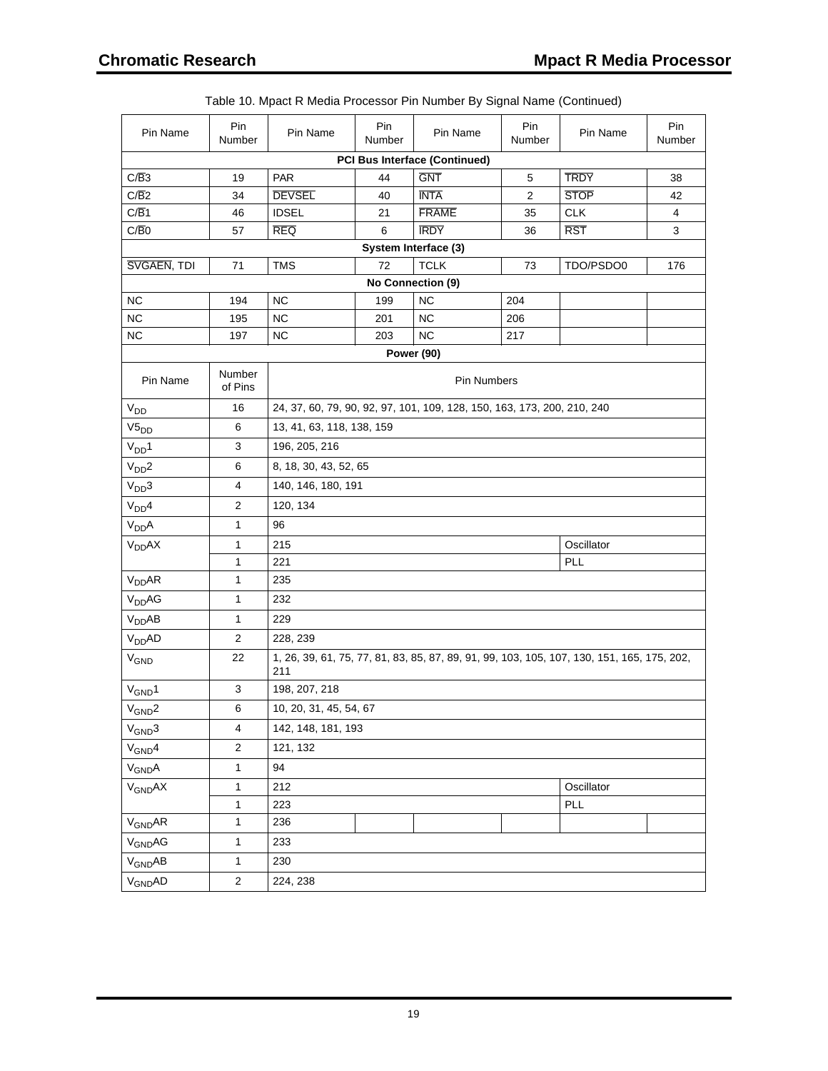Table 10. Mpact R Media Processor Pin Number By Signal Name (Continued)

| Pin Name | Pin Number | Pin Name | Pin Number | Pin Name | Pin Number | Pin Name | Pin Number |
|---|---|---|---|---|---|---|---|
| **PCI Bus Interface (Continued)** | | | | | | | |
| C/$\overline{B}$3 | 19 | PAR | 44 | $\overline{GNT}$ | 5 | $\overline{TRDY}$ | 38 |
| C/$\overline{B}$2 | 34 | $\overline{DEVSEL}$ | 40 | $\overline{INTA}$ | 2 | $\overline{STOP}$ | 42 |
| C/$\overline{B}$1 | 46 | IDSEL | 21 | $\overline{FRAME}$ | 35 | CLK | 4 |
| C/$\overline{B}$0 | 57 | $\overline{REQ}$ | 6 | $\overline{IRDY}$ | 36 | $\overline{RST}$ | 3 |
| **System Interface (3)** | | | | | | | |
| $\overline{SVGAEN}$, TDI | 71 | TMS | 72 | TCLK | 73 | TDO/PSDO0 | 176 |
| **No Connection (9)** | | | | | | | |
| NC | 194 | NC | 199 | NC | 204 | | |
| NC | 195 | NC | 201 | NC | 206 | | |
| NC | 197 | NC | 203 | NC | 217 | | |

**Power (90)**

| Pin Name | Number of Pins | Pin Numbers | |
|---|---|---|---|
| $V_{DD}$ | 16 | 24, 37, 60, 79, 90, 92, 97, 101, 109, 128, 150, 163, 173, 200, 210, 240 | |
| $V5_{DD}$ | 6 | 13, 41, 63, 118, 138, 159 | |
| $V_{DD}1$ | 3 | 196, 205, 216 | |
| $V_{DD}2$ | 6 | 8, 18, 30, 43, 52, 65 | |
| $V_{DD}3$ | 4 | 140, 146, 180, 191 | |
| $V_{DD}4$ | 2 | 120, 134 | |
| $V_{DD}A$ | 1 | 96 | |
| $V_{DD}AX$ | 1 | 215 | Oscillator |
| | 1 | 221 | PLL |
| $V_{DD}AR$ | 1 | 235 | |
| $V_{DD}AG$ | 1 | 232 | |
| $V_{DD}AB$ | 1 | 229 | |
| $V_{DD}AD$ | 2 | 228, 239 | |
| $V_{GND}$ | 22 | 1, 26, 39, 61, 75, 77, 81, 83, 85, 87, 89, 91, 99, 103, 105, 107, 130, 151, 165, 175, 202, 211 | |
| $V_{GND}1$ | 3 | 198, 207, 218 | |
| $V_{GND}2$ | 6 | 10, 20, 31, 45, 54, 67 | |
| $V_{GND}3$ | 4 | 142, 148, 181, 193 | |
| $V_{GND}4$ | 2 | 121, 132 | |
| $V_{GND}A$ | 1 | 94 | |
| $V_{GND}AX$ | 1 | 212 | Oscillator |
| | 1 | 223 | PLL |
| $V_{GND}AR$ | 1 | 236 | |
| $V_{GND}AG$ | 1 | 233 | |
| $V_{GND}AB$ | 1 | 230 | |
| $V_{GND}AD$ | 2 | 224, 238 | |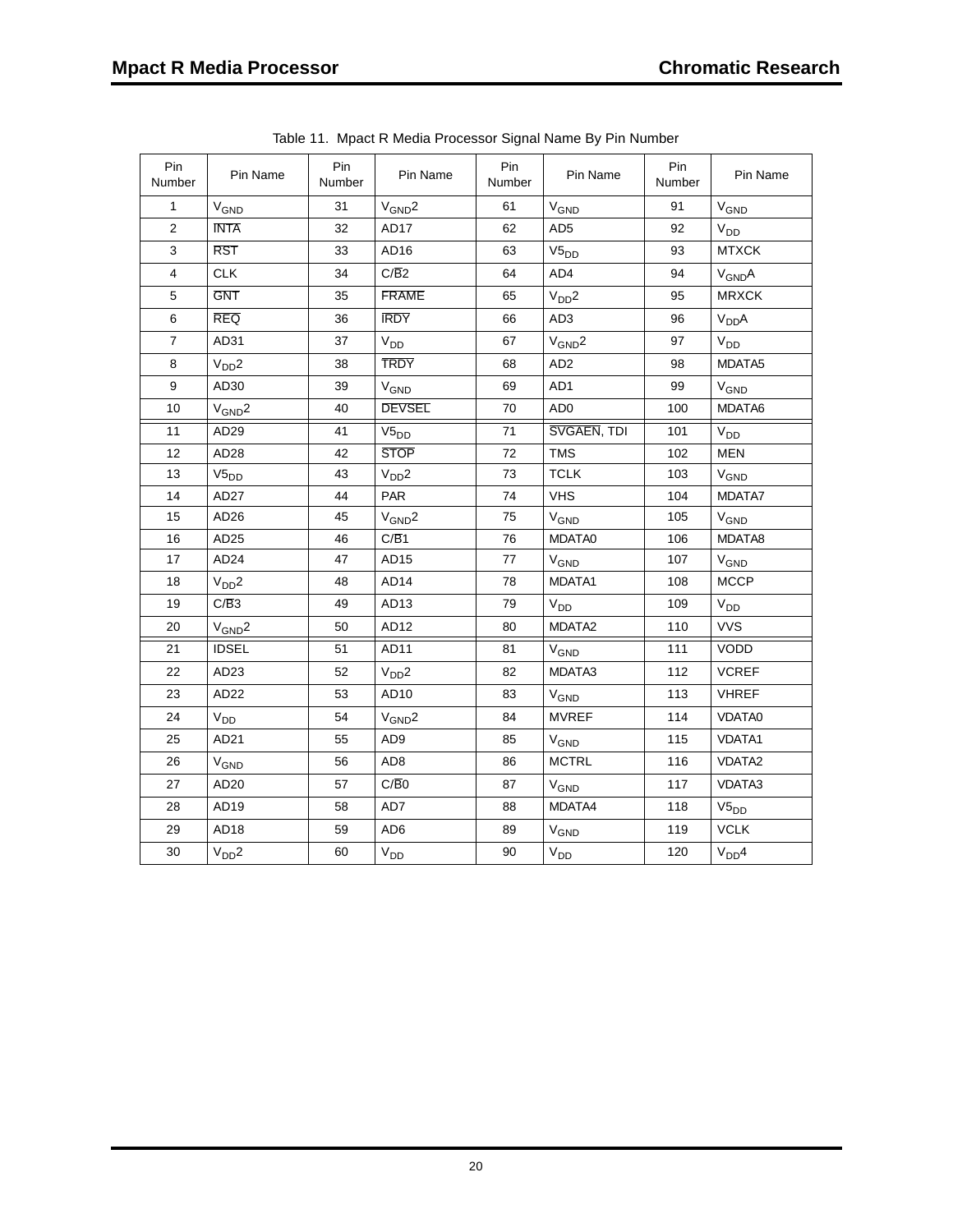Table 11. Mpact R Media Processor Signal Name By Pin Number

| Pin Number | Pin Name | Pin Number | Pin Name | Pin Number | Pin Name | Pin Number | Pin Name |
|---|---|---|---|---|---|---|---|
| 1 | $V_{GND}$ | 31 | $V_{GND}2$ | 61 | $V_{GND}$ | 91 | $V_{GND}$ |
| 2 | $\overline{INTA}$ | 32 | AD17 | 62 | AD5 | 92 | $V_{DD}$ |
| 3 | $\overline{RST}$ | 33 | AD16 | 63 | $V5_{DD}$ | 93 | MTXCK |
| 4 | CLK | 34 | C/$\overline{B}$2 | 64 | AD4 | 94 | $V_{GND}A$ |
| 5 | $\overline{GNT}$ | 35 | $\overline{FRAME}$ | 65 | $V_{DD}2$ | 95 | MRXCK |
| 6 | $\overline{REQ}$ | 36 | $\overline{IRDY}$ | 66 | AD3 | 96 | $V_{DD}A$ |
| 7 | AD31 | 37 | $V_{DD}$ | 67 | $V_{GND}2$ | 97 | $V_{DD}$ |
| 8 | $V_{DD}2$ | 38 | $\overline{TRDY}$ | 68 | AD2 | 98 | MDATA5 |
| 9 | AD30 | 39 | $V_{GND}$ | 69 | AD1 | 99 | $V_{GND}$ |
| 10 | $V_{GND}2$ | 40 | $\overline{DEVSEL}$ | 70 | AD0 | 100 | MDATA6 |
| 11 | AD29 | 41 | $V5_{DD}$ | 71 | $\overline{SVGAEN}$, TDI | 101 | $V_{DD}$ |
| 12 | AD28 | 42 | $\overline{STOP}$ | 72 | TMS | 102 | MEN |
| 13 | $V5_{DD}$ | 43 | $V_{DD}2$ | 73 | TCLK | 103 | $V_{GND}$ |
| 14 | AD27 | 44 | PAR | 74 | VHS | 104 | MDATA7 |
| 15 | AD26 | 45 | $V_{GND}2$ | 75 | $V_{GND}$ | 105 | $V_{GND}$ |
| 16 | AD25 | 46 | C/$\overline{B}$1 | 76 | MDATA0 | 106 | MDATA8 |
| 17 | AD24 | 47 | AD15 | 77 | $V_{GND}$ | 107 | $V_{GND}$ |
| 18 | $V_{DD}2$ | 48 | AD14 | 78 | MDATA1 | 108 | MCCP |
| 19 | C/$\overline{B}$3 | 49 | AD13 | 79 | $V_{DD}$ | 109 | $V_{DD}$ |
| 20 | $V_{GND}2$ | 50 | AD12 | 80 | MDATA2 | 110 | VVS |
| 21 | IDSEL | 51 | AD11 | 81 | $V_{GND}$ | 111 | VODD |
| 22 | AD23 | 52 | $V_{DD}2$ | 82 | MDATA3 | 112 | VCREF |
| 23 | AD22 | 53 | AD10 | 83 | $V_{GND}$ | 113 | VHREF |
| 24 | $V_{DD}$ | 54 | $V_{GND}2$ | 84 | MVREF | 114 | VDATA0 |
| 25 | AD21 | 55 | AD9 | 85 | $V_{GND}$ | 115 | VDATA1 |
| 26 | $V_{GND}$ | 56 | AD8 | 86 | MCTRL | 116 | VDATA2 |
| 27 | AD20 | 57 | C/$\overline{B}$0 | 87 | $V_{GND}$ | 117 | VDATA3 |
| 28 | AD19 | 58 | AD7 | 88 | MDATA4 | 118 | $V5_{DD}$ |
| 29 | AD18 | 59 | AD6 | 89 | $V_{GND}$ | 119 | VCLK |
| 30 | $V_{DD}2$ | 60 | $V_{DD}$ | 90 | $V_{DD}$ | 120 | $V_{DD}4$ |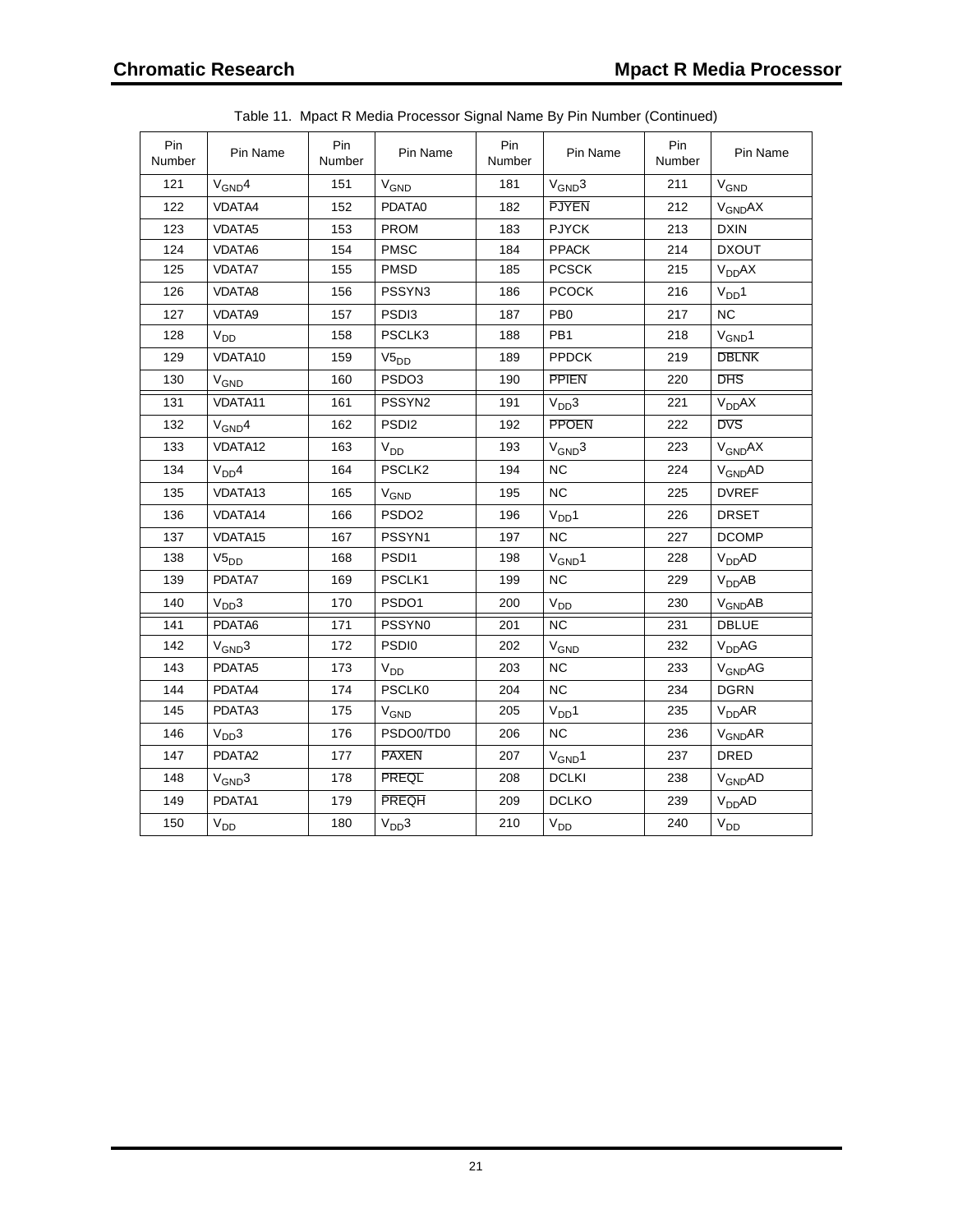Table 11. Mpact R Media Processor Signal Name By Pin Number (Continued)

| Pin Number | Pin Name | Pin Number | Pin Name | Pin Number | Pin Name | Pin Number | Pin Name |
|---|---|---|---|---|---|---|---|
| 121 | $V_{GND}4$ | 151 | $V_{GND}$ | 181 | $V_{GND}3$ | 211 | $V_{GND}$ |
| 122 | VDATA4 | 152 | PDATA0 | 182 | $\overline{PJYEN}$ | 212 | $V_{GND}AX$ |
| 123 | VDATA5 | 153 | PROM | 183 | PJYCK | 213 | DXIN |
| 124 | VDATA6 | 154 | PMSC | 184 | PPACK | 214 | DXOUT |
| 125 | VDATA7 | 155 | PMSD | 185 | PCSCK | 215 | $V_{DD}AX$ |
| 126 | VDATA8 | 156 | PSSYN3 | 186 | PCOCK | 216 | $V_{DD}1$ |
| 127 | VDATA9 | 157 | PSDI3 | 187 | PB0 | 217 | NC |
| 128 | $V_{DD}$ | 158 | PSCLK3 | 188 | PB1 | 218 | $V_{GND}1$ |
| 129 | VDATA10 | 159 | $V5_{DD}$ | 189 | PPDCK | 219 | $\overline{DBLNK}$ |
| 130 | $V_{GND}$ | 160 | PSDO3 | 190 | $\overline{PPIEN}$ | 220 | $\overline{DHS}$ |
| 131 | VDATA11 | 161 | PSSYN2 | 191 | $V_{DD}3$ | 221 | $V_{DD}AX$ |
| 132 | $V_{GND}4$ | 162 | PSDI2 | 192 | $\overline{PPOEN}$ | 222 | $\overline{DVS}$ |
| 133 | VDATA12 | 163 | $V_{DD}$ | 193 | $V_{GND}3$ | 223 | $V_{GND}AX$ |
| 134 | $V_{DD}4$ | 164 | PSCLK2 | 194 | NC | 224 | $V_{GND}AD$ |
| 135 | VDATA13 | 165 | $V_{GND}$ | 195 | NC | 225 | DVREF |
| 136 | VDATA14 | 166 | PSDO2 | 196 | $V_{DD}1$ | 226 | DRSET |
| 137 | VDATA15 | 167 | PSSYN1 | 197 | NC | 227 | DCOMP |
| 138 | $V5_{DD}$ | 168 | PSDI1 | 198 | $V_{GND}1$ | 228 | $V_{DD}AD$ |
| 139 | PDATA7 | 169 | PSCLK1 | 199 | NC | 229 | $V_{DD}AB$ |
| 140 | $V_{DD}3$ | 170 | PSDO1 | 200 | $V_{DD}$ | 230 | $V_{GND}AB$ |
| 141 | PDATA6 | 171 | PSSYN0 | 201 | NC | 231 | DBLUE |
| 142 | $V_{GND}3$ | 172 | PSDI0 | 202 | $V_{GND}$ | 232 | $V_{DD}AG$ |
| 143 | PDATA5 | 173 | $V_{DD}$ | 203 | NC | 233 | $V_{GND}AG$ |
| 144 | PDATA4 | 174 | PSCLK0 | 204 | NC | 234 | DGRN |
| 145 | PDATA3 | 175 | $V_{GND}$ | 205 | $V_{DD}1$ | 235 | $V_{DD}AR$ |
| 146 | $V_{DD}3$ | 176 | PSDO0/TD0 | 206 | NC | 236 | $V_{GND}AR$ |
| 147 | PDATA2 | 177 | $\overline{PAXEN}$ | 207 | $V_{GND}1$ | 237 | DRED |
| 148 | $V_{GND}3$ | 178 | $\overline{PREQL}$ | 208 | DCLKI | 238 | $V_{GND}AD$ |
| 149 | PDATA1 | 179 | $\overline{PREQH}$ | 209 | DCLKO | 239 | $V_{DD}AD$ |
| 150 | $V_{DD}$ | 180 | $V_{DD}3$ | 210 | $V_{DD}$ | 240 | $V_{DD}$ |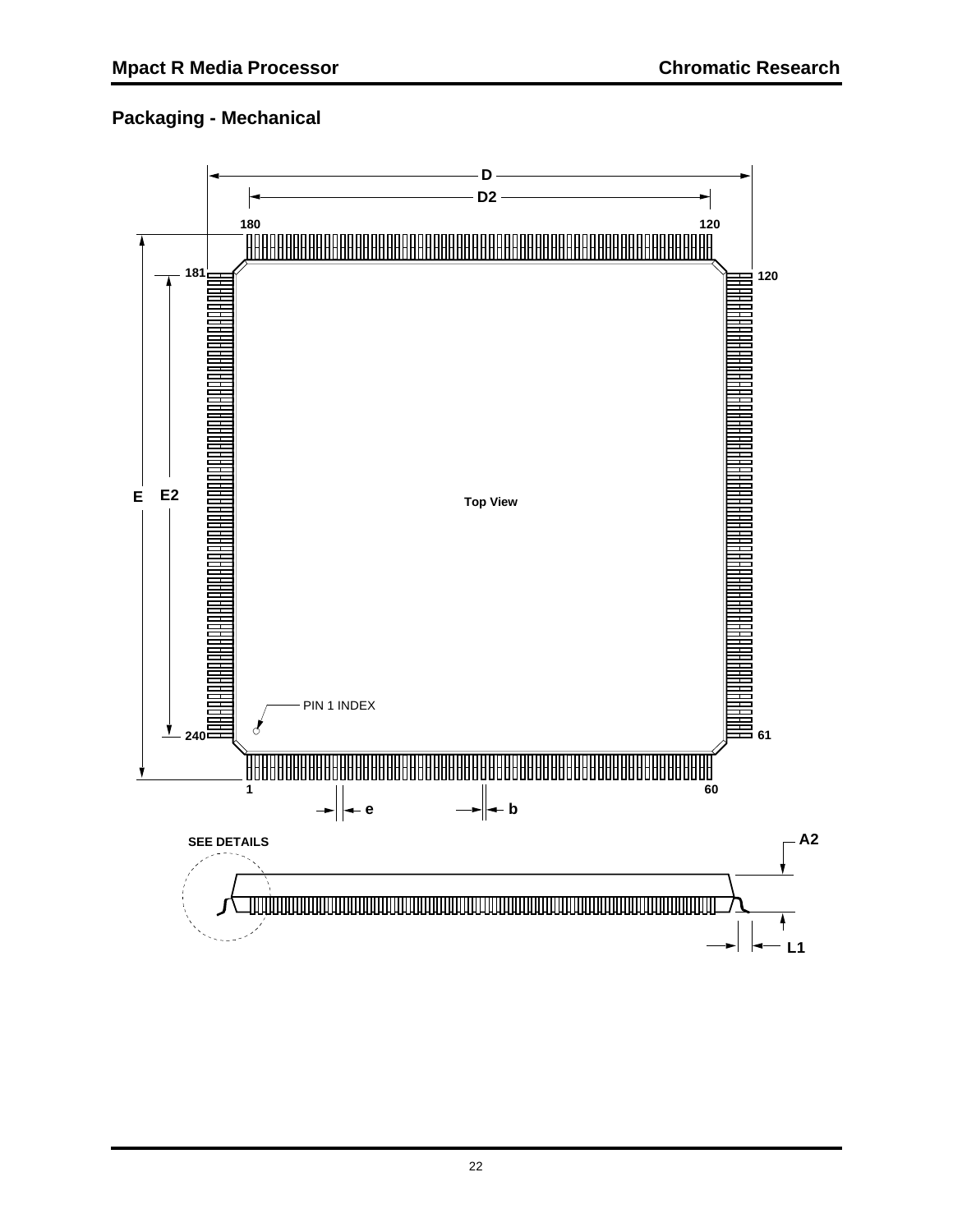## Packaging - Mechanical

D
D2
180
120
181
120
E
E2
Top View
PIN 1 INDEX
240
61
1
60
e
b
SEE DETAILS
A2
L1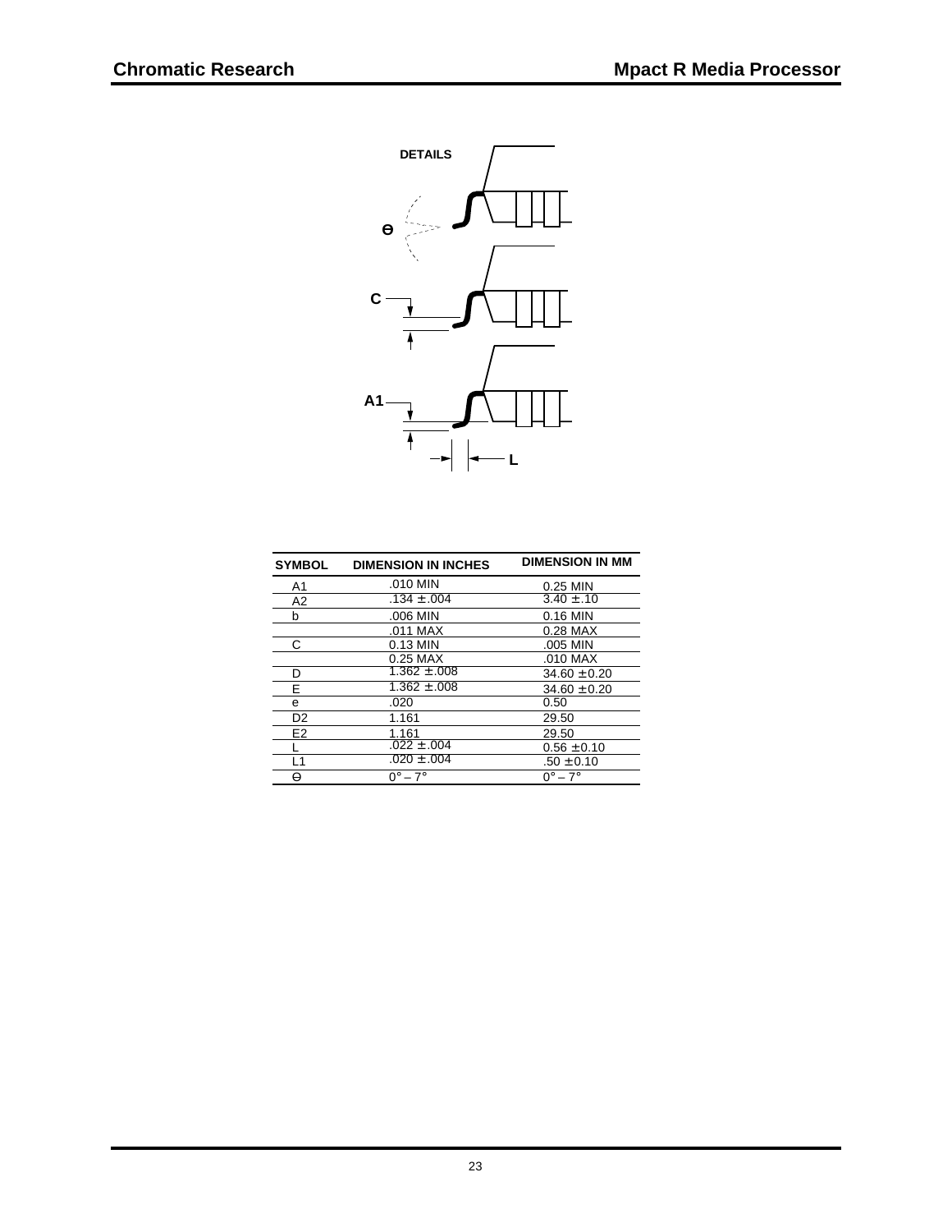DETAILS

Θ

C

A1

L

| SYMBOL | DIMENSION IN INCHES | DIMENSION IN MM |
|---|---|---|
| A1 | .010 MIN | 0.25 MIN |
| A2 | .134 ± .004 | 3.40 ± .10 |
| b | .006 MIN | 0.16 MIN |
| | .011 MAX | 0.28 MAX |
| C | 0.13 MIN | .005 MIN |
| | 0.25 MAX | .010 MAX |
| D | 1.362 ± .008 | 34.60 ± 0.20 |
| E | 1.362 ± .008 | 34.60 ± 0.20 |
| e | .020 | 0.50 |
| D2 | 1.161 | 29.50 |
| E2 | 1.161 | 29.50 |
| L | .022 ± .004 | 0.56 ± 0.10 |
| L1 | .020 ± .004 | .50 ± 0.10 |
| Θ | 0° – 7° | 0° – 7° |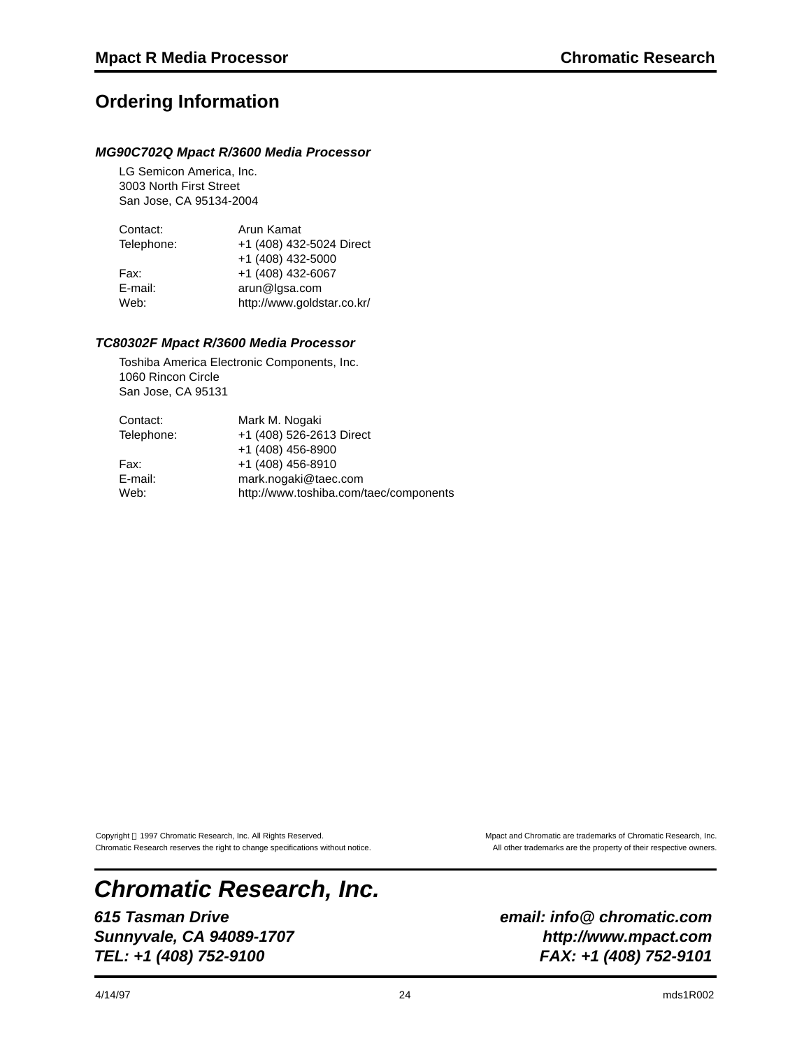## Ordering Information

### *MG90C702Q Mpact R/3600 Media Processor*

LG Semicon America, Inc.
3003 North First Street
San Jose, CA 95134-2004

| | |
|---|---|
| Contact: | Arun Kamat |
| Telephone: | +1 (408) 432-5024 Direct |
| | +1 (408) 432-5000 |
| Fax: | +1 (408) 432-6067 |
| E-mail: | arun@lgsa.com |
| Web: | http://www.goldstar.co.kr/ |

### *TC80302F Mpact R/3600 Media Processor*

Toshiba America Electronic Components, Inc.
1060 Rincon Circle
San Jose, CA 95131

| | |
|---|---|
| Contact: | Mark M. Nogaki |
| Telephone: | +1 (408) 526-2613 Direct |
| | +1 (408) 456-8900 |
| Fax: | +1 (408) 456-8910 |
| E-mail: | mark.nogaki@taec.com |
| Web: | http://www.toshiba.com/taec/components |

Copyright © 1997 Chromatic Research, Inc. All Rights Reserved.
Chromatic Research reserves the right to change specifications without notice.

Mpact and Chromatic are trademarks of Chromatic Research, Inc.
All other trademarks are the property of their respective owners.

## *Chromatic Research, Inc.*

***615 Tasman Drive***
***Sunnyvale, CA 94089-1707***
***TEL: +1 (408) 752-9100***

***email: info@ chromatic.com***
***http://www.mpact.com***
***FAX: +1 (408) 752-9101***